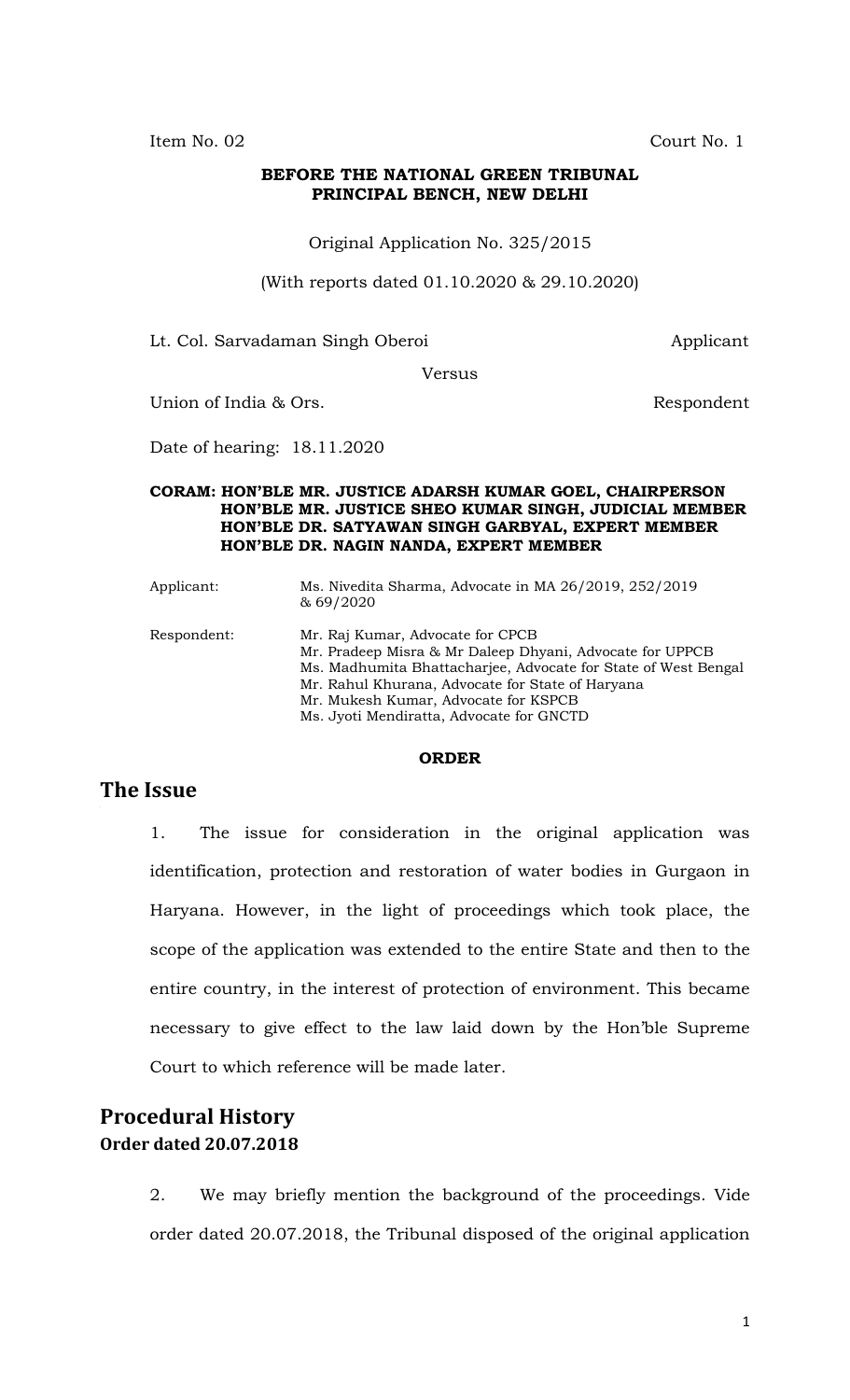Item No. 02 Court No. 1

**BEFORE THE NATIONAL GREEN TRIBUNAL**
**PRINCIPAL BENCH, NEW DELHI**

Original Application No. 325/2015

(With reports dated 01.10.2020 & 29.10.2020)

Lt. Col. Sarvadaman Singh Oberoi Applicant

Versus

Union of India & Ors. Respondent

Date of hearing: 18.11.2020

**CORAM: HON'BLE MR. JUSTICE ADARSH KUMAR GOEL, CHAIRPERSON**
**HON'BLE MR. JUSTICE SHEO KUMAR SINGH, JUDICIAL MEMBER**
**HON'BLE DR. SATYAWAN SINGH GARBYAL, EXPERT MEMBER**
**HON'BLE DR. NAGIN NANDA, EXPERT MEMBER**

| | |
|---|---|
| Applicant: | Ms. Nivedita Sharma, Advocate in MA 26/2019, 252/2019 & 69/2020 |
| Respondent: | Mr. Raj Kumar, Advocate for CPCB<br>Mr. Pradeep Misra & Mr Daleep Dhyani, Advocate for UPPCB<br>Ms. Madhumita Bhattacharjee, Advocate for State of West Bengal<br>Mr. Rahul Khurana, Advocate for State of Haryana<br>Mr. Mukesh Kumar, Advocate for KSPCB<br>Ms. Jyoti Mendiratta, Advocate for GNCTD |

**ORDER**

## The Issue

1. The issue for consideration in the original application was identification, protection and restoration of water bodies in Gurgaon in Haryana. However, in the light of proceedings which took place, the scope of the application was extended to the entire State and then to the entire country, in the interest of protection of environment. This became necessary to give effect to the law laid down by the Hon'ble Supreme Court to which reference will be made later.

## Procedural History

### Order dated 20.07.2018

2. We may briefly mention the background of the proceedings. Vide order dated 20.07.2018, the Tribunal disposed of the original application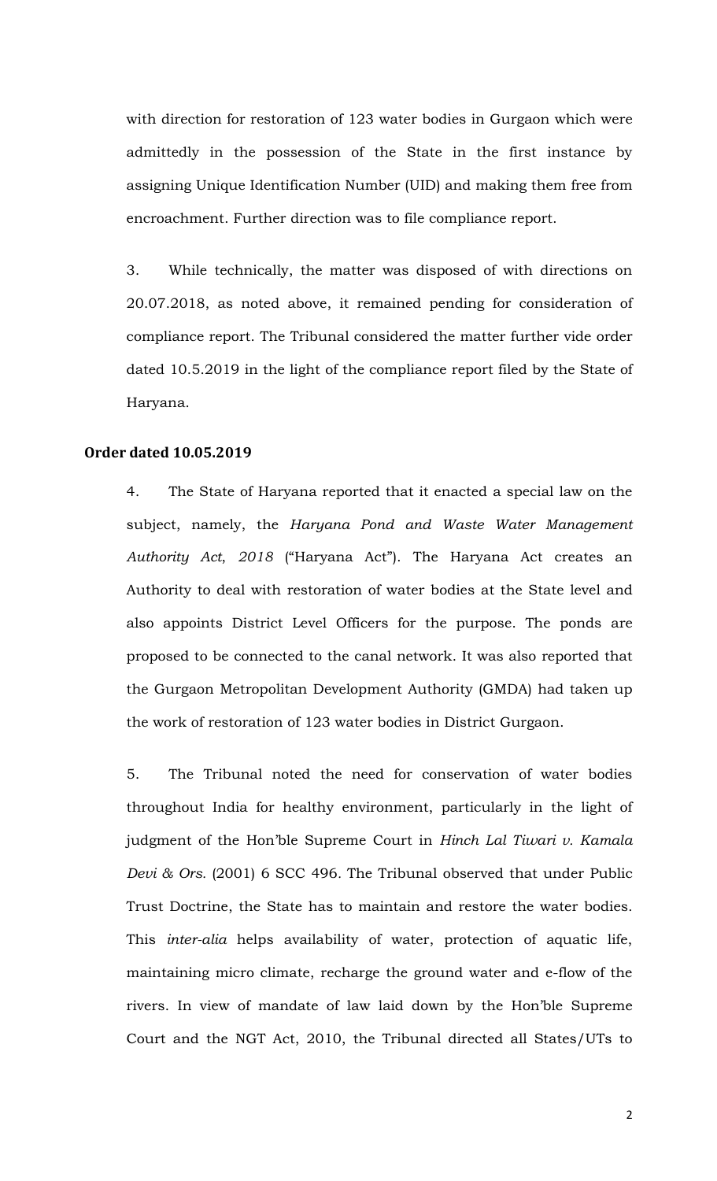with direction for restoration of 123 water bodies in Gurgaon which were admittedly in the possession of the State in the first instance by assigning Unique Identification Number (UID) and making them free from encroachment. Further direction was to file compliance report.

3. While technically, the matter was disposed of with directions on 20.07.2018, as noted above, it remained pending for consideration of compliance report. The Tribunal considered the matter further vide order dated 10.5.2019 in the light of the compliance report filed by the State of Haryana.

**Order dated 10.05.2019**

4. The State of Haryana reported that it enacted a special law on the subject, namely, the *Haryana Pond and Waste Water Management Authority Act*, *2018* ("Haryana Act"). The Haryana Act creates an Authority to deal with restoration of water bodies at the State level and also appoints District Level Officers for the purpose. The ponds are proposed to be connected to the canal network. It was also reported that the Gurgaon Metropolitan Development Authority (GMDA) had taken up the work of restoration of 123 water bodies in District Gurgaon.

5. The Tribunal noted the need for conservation of water bodies throughout India for healthy environment, particularly in the light of judgment of the Hon'ble Supreme Court in *Hinch Lal Tiwari v. Kamala Devi & Ors.* (2001) 6 SCC 496. The Tribunal observed that under Public Trust Doctrine, the State has to maintain and restore the water bodies. This *inter-alia* helps availability of water, protection of aquatic life, maintaining micro climate, recharge the ground water and e-flow of the rivers. In view of mandate of law laid down by the Hon'ble Supreme Court and the NGT Act, 2010, the Tribunal directed all States/UTs to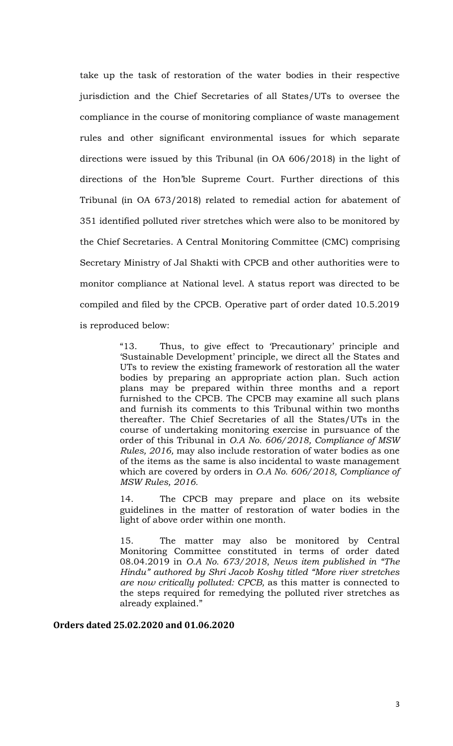take up the task of restoration of the water bodies in their respective jurisdiction and the Chief Secretaries of all States/UTs to oversee the compliance in the course of monitoring compliance of waste management rules and other significant environmental issues for which separate directions were issued by this Tribunal (in OA 606/2018) in the light of directions of the Hon'ble Supreme Court. Further directions of this Tribunal (in OA 673/2018) related to remedial action for abatement of 351 identified polluted river stretches which were also to be monitored by the Chief Secretaries. A Central Monitoring Committee (CMC) comprising Secretary Ministry of Jal Shakti with CPCB and other authorities were to monitor compliance at National level. A status report was directed to be compiled and filed by the CPCB. Operative part of order dated 10.5.2019 is reproduced below:

> "13. Thus, to give effect to 'Precautionary' principle and 'Sustainable Development' principle, we direct all the States and UTs to review the existing framework of restoration all the water bodies by preparing an appropriate action plan. Such action plans may be prepared within three months and a report furnished to the CPCB. The CPCB may examine all such plans and furnish its comments to this Tribunal within two months thereafter. The Chief Secretaries of all the States/UTs in the course of undertaking monitoring exercise in pursuance of the order of this Tribunal in *O.A No. 606/2018, Compliance of MSW Rules, 2016,* may also include restoration of water bodies as one of the items as the same is also incidental to waste management which are covered by orders in *O.A No. 606/2018, Compliance of MSW Rules, 2016.*
>
> 14. The CPCB may prepare and place on its website guidelines in the matter of restoration of water bodies in the light of above order within one month.
>
> 15. The matter may also be monitored by Central Monitoring Committee constituted in terms of order dated 08.04.2019 in *O.A No. 673/2018*, *News item published in "The Hindu" authored by Shri Jacob Koshy titled "More river stretches are now critically polluted: CPCB,* as this matter is connected to the steps required for remedying the polluted river stretches as already explained."

**Orders dated 25.02.2020 and 01.06.2020**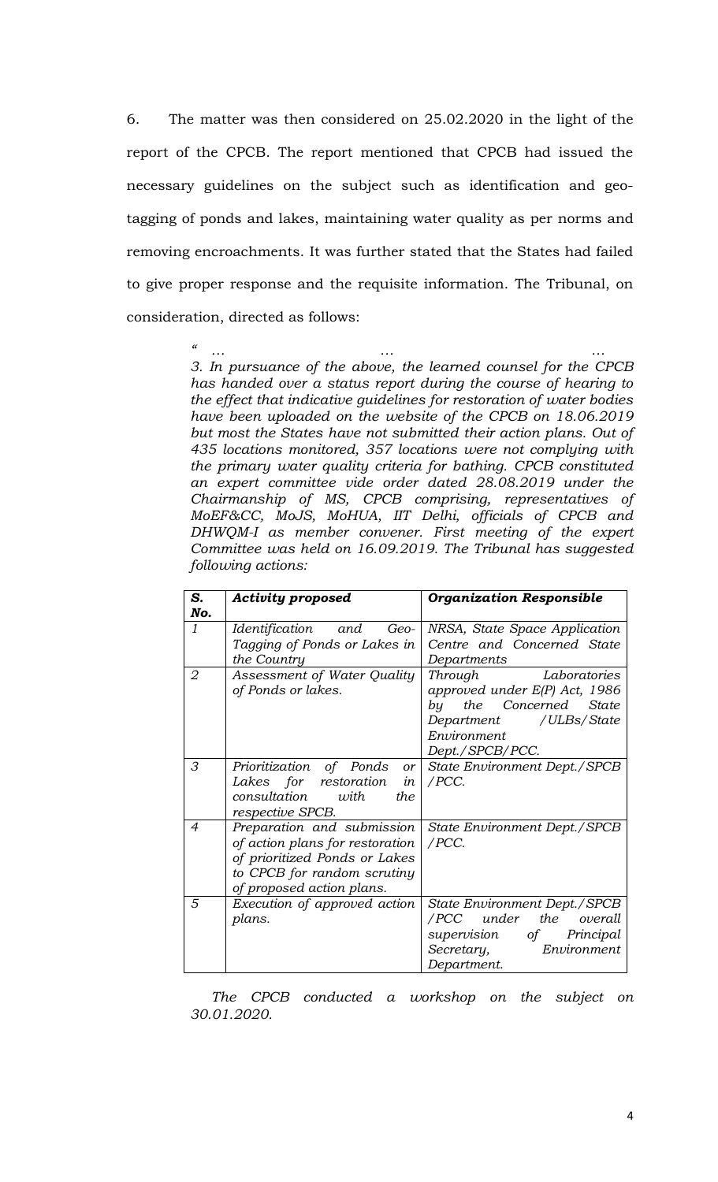6. The matter was then considered on 25.02.2020 in the light of the report of the CPCB. The report mentioned that CPCB had issued the necessary guidelines on the subject such as identification and geo-tagging of ponds and lakes, maintaining water quality as per norms and removing encroachments. It was further stated that the States had failed to give proper response and the requisite information. The Tribunal, on consideration, directed as follows:

> *" … … …*
>
> *3. In pursuance of the above, the learned counsel for the CPCB has handed over a status report during the course of hearing to the effect that indicative guidelines for restoration of water bodies have been uploaded on the website of the CPCB on 18.06.2019 but most the States have not submitted their action plans. Out of 435 locations monitored, 357 locations were not complying with the primary water quality criteria for bathing. CPCB constituted an expert committee vide order dated 28.08.2019 under the Chairmanship of MS, CPCB comprising, representatives of MoEF&CC, MoJS, MoHUA, IIT Delhi, officials of CPCB and DHWQM-I as member convener. First meeting of the expert Committee was held on 16.09.2019. The Tribunal has suggested following actions:*

| ***S. No.*** | ***Activity proposed*** | ***Organization Responsible*** |
|---|---|---|
| *1* | *Identification and Geo-Tagging of Ponds or Lakes in the Country* | *NRSA, State Space Application Centre and Concerned State Departments* |
| *2* | *Assessment of Water Quality of Ponds or lakes.* | *Through Laboratories approved under E(P) Act, 1986 by the Concerned State Department /ULBs/State Environment Dept./SPCB/PCC.* |
| *3* | *Prioritization of Ponds or Lakes for restoration in consultation with the respective SPCB.* | *State Environment Dept./SPCB /PCC.* |
| *4* | *Preparation and submission of action plans for restoration of prioritized Ponds or Lakes to CPCB for random scrutiny of proposed action plans.* | *State Environment Dept./SPCB /PCC.* |
| *5* | *Execution of approved action plans.* | *State Environment Dept./SPCB /PCC under the overall supervision of Principal Secretary, Environment Department.* |

> *The CPCB conducted a workshop on the subject on 30.01.2020.*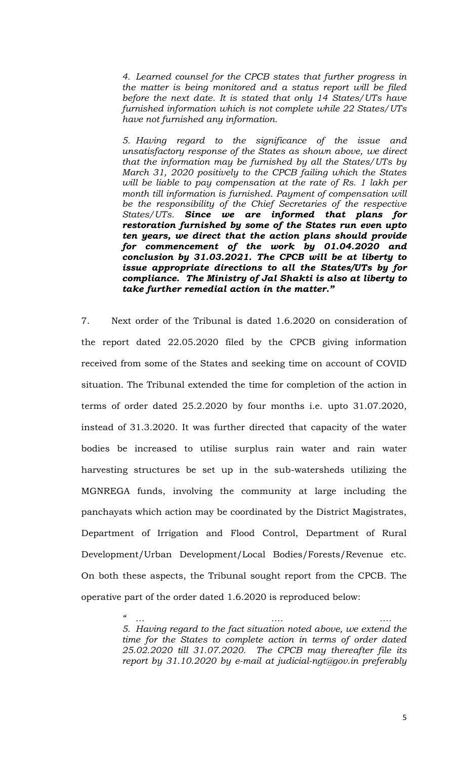*4. Learned counsel for the CPCB states that further progress in the matter is being monitored and a status report will be filed before the next date. It is stated that only 14 States/UTs have furnished information which is not complete while 22 States/UTs have not furnished any information.*

*5. Having regard to the significance of the issue and unsatisfactory response of the States as shown above, we direct that the information may be furnished by all the States/UTs by March 31, 2020 positively to the CPCB failing which the States will be liable to pay compensation at the rate of Rs. 1 lakh per month till information is furnished. Payment of compensation will be the responsibility of the Chief Secretaries of the respective States/UTs.* ***Since we are informed that plans for restoration furnished by some of the States run even upto ten years, we direct that the action plans should provide for commencement of the work by 01.04.2020 and conclusion by 31.03.2021. The CPCB will be at liberty to issue appropriate directions to all the States/UTs by for compliance. The Ministry of Jal Shakti is also at liberty to take further remedial action in the matter."***

7. Next order of the Tribunal is dated 1.6.2020 on consideration of the report dated 22.05.2020 filed by the CPCB giving information received from some of the States and seeking time on account of COVID situation. The Tribunal extended the time for completion of the action in terms of order dated 25.2.2020 by four months i.e. upto 31.07.2020, instead of 31.3.2020. It was further directed that capacity of the water bodies be increased to utilise surplus rain water and rain water harvesting structures be set up in the sub-watersheds utilizing the MGNREGA funds, involving the community at large including the panchayats which action may be coordinated by the District Magistrates, Department of Irrigation and Flood Control, Department of Rural Development/Urban Development/Local Bodies/Forests/Revenue etc. On both these aspects, the Tribunal sought report from the CPCB. The operative part of the order dated 1.6.2020 is reproduced below:

*" … …. ….*
*5. Having regard to the fact situation noted above, we extend the time for the States to complete action in terms of order dated 25.02.2020 till 31.07.2020. The CPCB may thereafter file its report by 31.10.2020 by e-mail at judicial-ngt@gov.in preferably*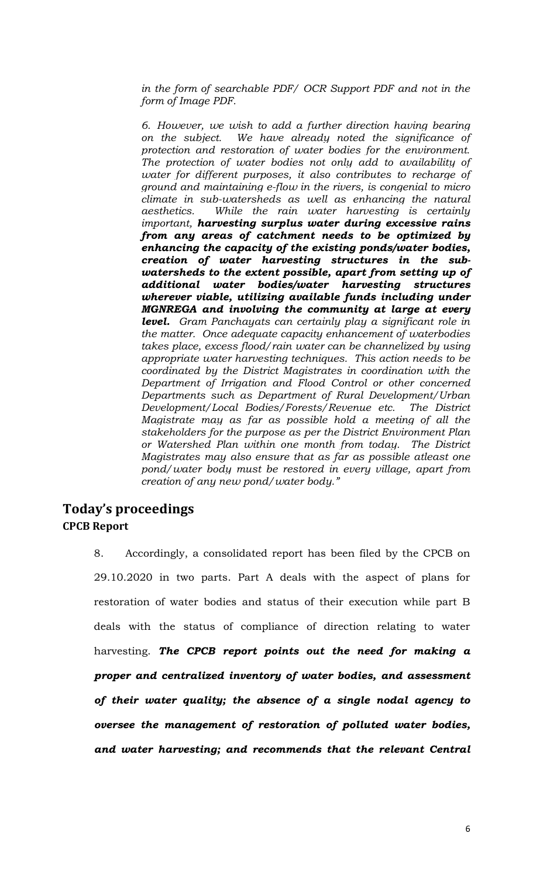*in the form of searchable PDF/ OCR Support PDF and not in the form of Image PDF.*

*6. However, we wish to add a further direction having bearing on the subject. We have already noted the significance of protection and restoration of water bodies for the environment. The protection of water bodies not only add to availability of water for different purposes, it also contributes to recharge of ground and maintaining e-flow in the rivers, is congenial to micro climate in sub-watersheds as well as enhancing the natural aesthetics. While the rain water harvesting is certainly important,* ***harvesting surplus water during excessive rains from any areas of catchment needs to be optimized by enhancing the capacity of the existing ponds/water bodies, creation of water harvesting structures in the sub-watersheds to the extent possible, apart from setting up of additional water bodies/water harvesting structures wherever viable, utilizing available funds including under MGNREGA and involving the community at large at every level.*** *Gram Panchayats can certainly play a significant role in the matter. Once adequate capacity enhancement of waterbodies takes place, excess flood/rain water can be channelized by using appropriate water harvesting techniques. This action needs to be coordinated by the District Magistrates in coordination with the Department of Irrigation and Flood Control or other concerned Departments such as Department of Rural Development/Urban Development/Local Bodies/Forests/Revenue etc. The District Magistrate may as far as possible hold a meeting of all the stakeholders for the purpose as per the District Environment Plan or Watershed Plan within one month from today. The District Magistrates may also ensure that as far as possible atleast one pond/water body must be restored in every village, apart from creation of any new pond/water body."*

## Today's proceedings

### CPCB Report

8. Accordingly, a consolidated report has been filed by the CPCB on 29.10.2020 in two parts. Part A deals with the aspect of plans for restoration of water bodies and status of their execution while part B deals with the status of compliance of direction relating to water harvesting. ***The CPCB report points out the need for making a proper and centralized inventory of water bodies, and assessment of their water quality; the absence of a single nodal agency to oversee the management of restoration of polluted water bodies, and water harvesting; and recommends that the relevant Central***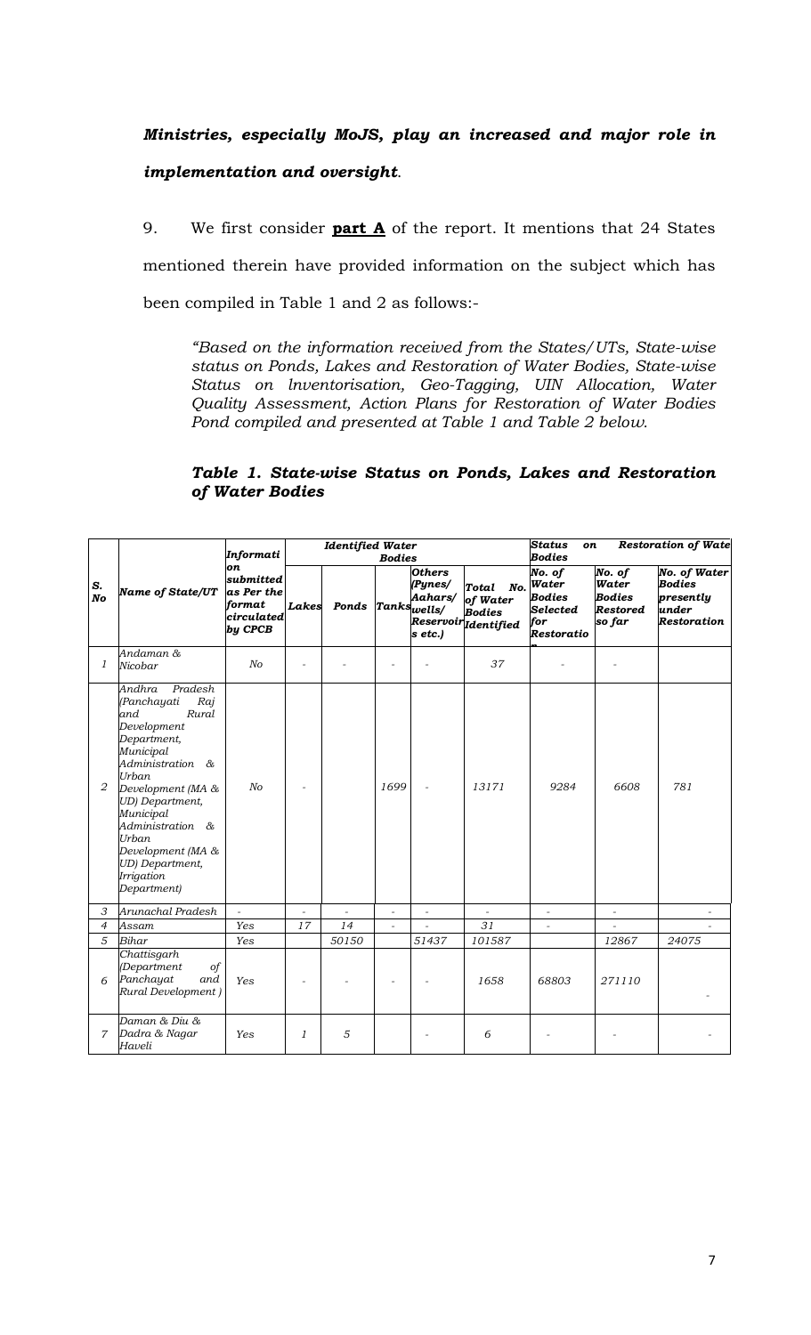***Ministries, especially MoJS, play an increased and major role in implementation and oversight*.**

9. We first consider **part A** of the report. It mentions that 24 States mentioned therein have provided information on the subject which has been compiled in Table 1 and 2 as follows:-

> *"Based on the information received from the States/UTs, State-wise status on Ponds, Lakes and Restoration of Water Bodies, State-wise Status on lnventorisation, Geo-Tagging, UIN Allocation, Water Quality Assessment, Action Plans for Restoration of Water Bodies Pond compiled and presented at Table 1 and Table 2 below.*

***Table 1. State-wise Status on Ponds, Lakes and Restoration of Water Bodies***

| S. No | Name of State/UT | Information submitted as Per the format circulated by CPCB | Identified Water Bodies | | | | | Status on Restoration of Water Bodies | | |
|---|---|---|---|---|---|---|---|---|---|---|
| | | | Lakes | Ponds | Tanks | Others (Pynes/ Aahars/ wells/ Reservoirs etc.) | Total No. of Water Bodies Identified | No. of Water Bodies Selected for Restoration | No. of Water Bodies Restored so far | No. of Water Bodies presently under Restoration |
| 1 | Andaman & Nicobar | No | - | - | - | - | 37 | - | - | |
| 2 | Andhra Pradesh (Panchayati Raj and Rural Development Department, Municipal Administration & Urban Development (MA & UD) Department, Municipal Administration & Urban Development (MA & UD) Department, Irrigation Department) | No | - | | 1699 | - | 13171 | 9284 | 6608 | 781 |
| 3 | Arunachal Pradesh | - | - | - | - | - | - | - | - | - |
| 4 | Assam | Yes | 17 | 14 | - | - | 31 | - | - | - |
| 5 | Bihar | Yes | | 50150 | | 51437 | 101587 | | 12867 | 24075 |
| 6 | Chattisgarh (Department of Panchayat and Rural Development ) | Yes | - | - | - | - | 1658 | 68803 | 271110 | - |
| 7 | Daman & Diu & Dadra & Nagar Haveli | Yes | 1 | 5 | | - | 6 | - | - | - |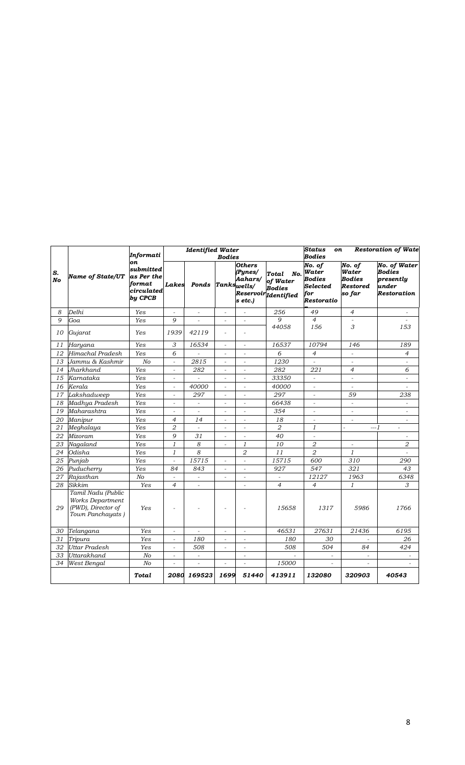| S. No | Name of State/UT | Information submitted as Per the format circulated by CPCB | Identified Water Bodies | | | | | Status on Restoration of Water Bodies | | |
|---|---|---|---|---|---|---|---|---|---|---|
| | | | Lakes | Ponds | Tanks | Others (Pynes/ Aahars/ wells/ Reservoirs etc.) | Total No. of Water Bodies Identified | No. of Water Bodies Selected for Restoration | No. of Water Bodies Restored so far | No. of Water Bodies presently under Restoration |
| 8 | Delhi | Yes | - | - | - | - | 256 | 49 | 4 | - |
| 9 | Goa | Yes | 9 | - | - | - | 9 | 4 | - | - |
| 10 | Gujarat | Yes | 1939 | 42119 | - | - | 44058 | 156 | 3 | 153 |
| 11 | Haryana | Yes | 3 | 16534 | - | - | 16537 | 10794 | 146 | 189 |
| 12 | Himachal Pradesh | Yes | 6 | - | - | - | 6 | 4 | - | 4 |
| 13 | Jammu & Kashmir | No | - | 2815 | - | - | 1230 | - | - | - |
| 14 | Jharkhand | Yes | - | 282 | - | - | 282 | 221 | 4 | 6 |
| 15 | Karnataka | Yes | - | - | - | - | 33350 | - | - | - |
| 16 | Kerala | Yes | - | 40000 | - | - | 40000 | - | - | - |
| 17 | Lakshadweep | Yes | - | 297 | - | - | 297 | - | 59 | 238 |
| 18 | Madhya Pradesh | Yes | - | - | - | - | 66438 | - | - | - |
| 19 | Maharashtra | Yes | - | - | - | - | 354 | - | - | - |
| 20 | Manipur | Yes | 4 | 14 | - | - | 18 | - | - | - |
| 21 | Meghalaya | Yes | 2 | - | - | - | 2 | 1 | ---1 | - |
| 22 | Mizoram | Yes | 9 | 31 | - | - | 40 | - | | - |
| 23 | Nagaland | Yes | 1 | 8 | - | 1 | 10 | 2 | - | 2 |
| 24 | Odisha | Yes | 1 | 8 | | 2 | 11 | 2 | 1 | - |
| 25 | Punjab | Yes | - | 15715 | - | - | 15715 | 600 | 310 | 290 |
| 26 | Puducherry | Yes | 84 | 843 | - | - | 927 | 547 | 321 | 43 |
| 27 | Rajasthan | No | - | - | - | - | - | 12127 | 1963 | 6348 |
| 28 | Sikkim | Yes | 4 | - | | - | 4 | 4 | 1 | 3 |
| 29 | Tamil Nadu (Public Works Department (PWD), Director of Town Panchayats ) | Yes | - | - | - | - | 15658 | 1317 | 5986 | 1766 |
| 30 | Telangana | Yes | - | - | - | - | 46531 | 27631 | 21436 | 6195 |
| 31 | Tripura | Yes | - | 180 | - | - | 180 | 30 | - | 26 |
| 32 | Uttar Pradesh | Yes | - | 508 | - | - | 508 | 504 | 84 | 424 |
| 33 | Uttarakhand | No | - | - | | - | - | - | - | - |
| 34 | West Bengal | No | - | - | - | - | 15000 | - | - | - |
| | | **Total** | **2080** | **169523** | **1699** | **51440** | **413911** | **132080** | **320903** | **40543** |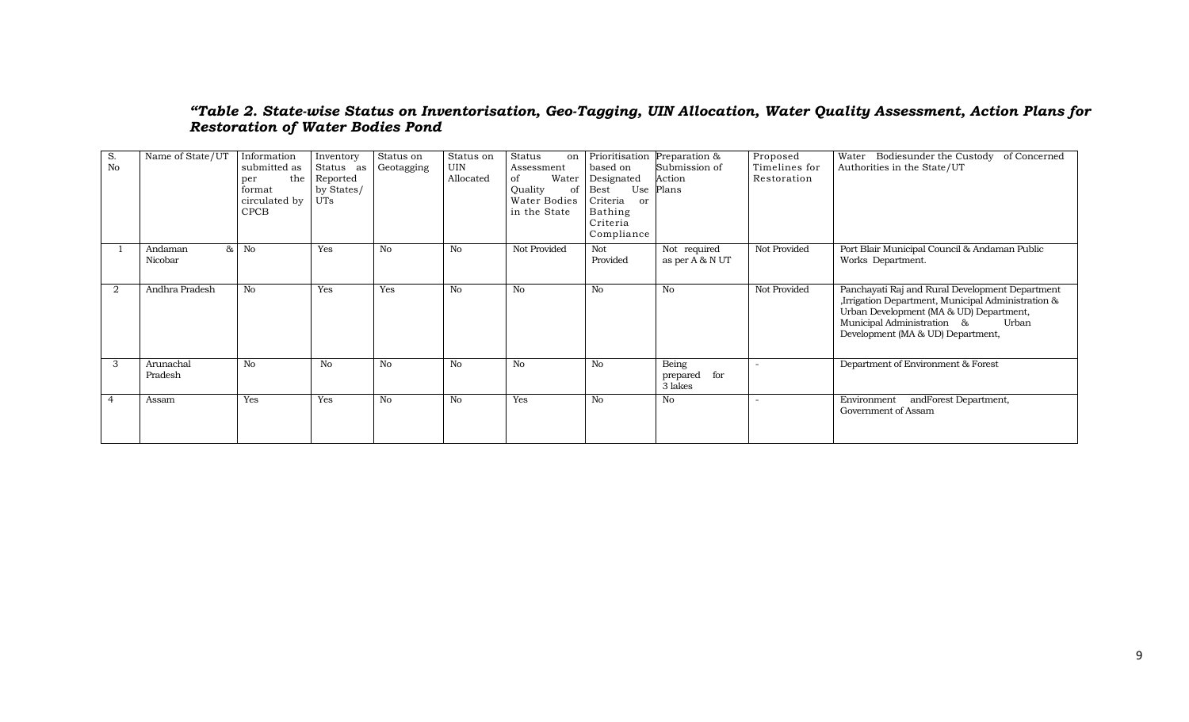***"Table 2. State-wise Status on Inventorisation, Geo-Tagging, UIN Allocation, Water Quality Assessment, Action Plans for Restoration of Water Bodies Pond***

| S. No | Name of State/UT | Information submitted as per the format circulated by CPCB | Inventory Status as Reported by States/ UTs | Status on Geotagging | Status on UIN Allocated | Status on Assessment of Water Quality of Water Bodies in the State | Prioritisation based on Designated Best Use Criteria or Bathing Criteria Compliance | Preparation & Submission of Action Plans | Proposed Timelines for Restoration | Water Bodiesunder the Custody of Concerned Authorities in the State/UT |
|---|---|---|---|---|---|---|---|---|---|---|
| 1 | Andaman & Nicobar | No | Yes | No | No | Not Provided | Not Provided | Not required as per A & N UT | Not Provided | Port Blair Municipal Council & Andaman Public Works Department. |
| 2 | Andhra Pradesh | No | Yes | Yes | No | No | No | No | Not Provided | Panchayati Raj and Rural Development Department ,Irrigation Department, Municipal Administration & Urban Development (MA & UD) Department, Municipal Administration & Urban Development (MA & UD) Department, |
| 3 | Arunachal Pradesh | No | No | No | No | No | No | Being prepared for 3 lakes | - | Department of Environment & Forest |
| 4 | Assam | Yes | Yes | No | No | Yes | No | No | - | Environment andForest Department, Government of Assam |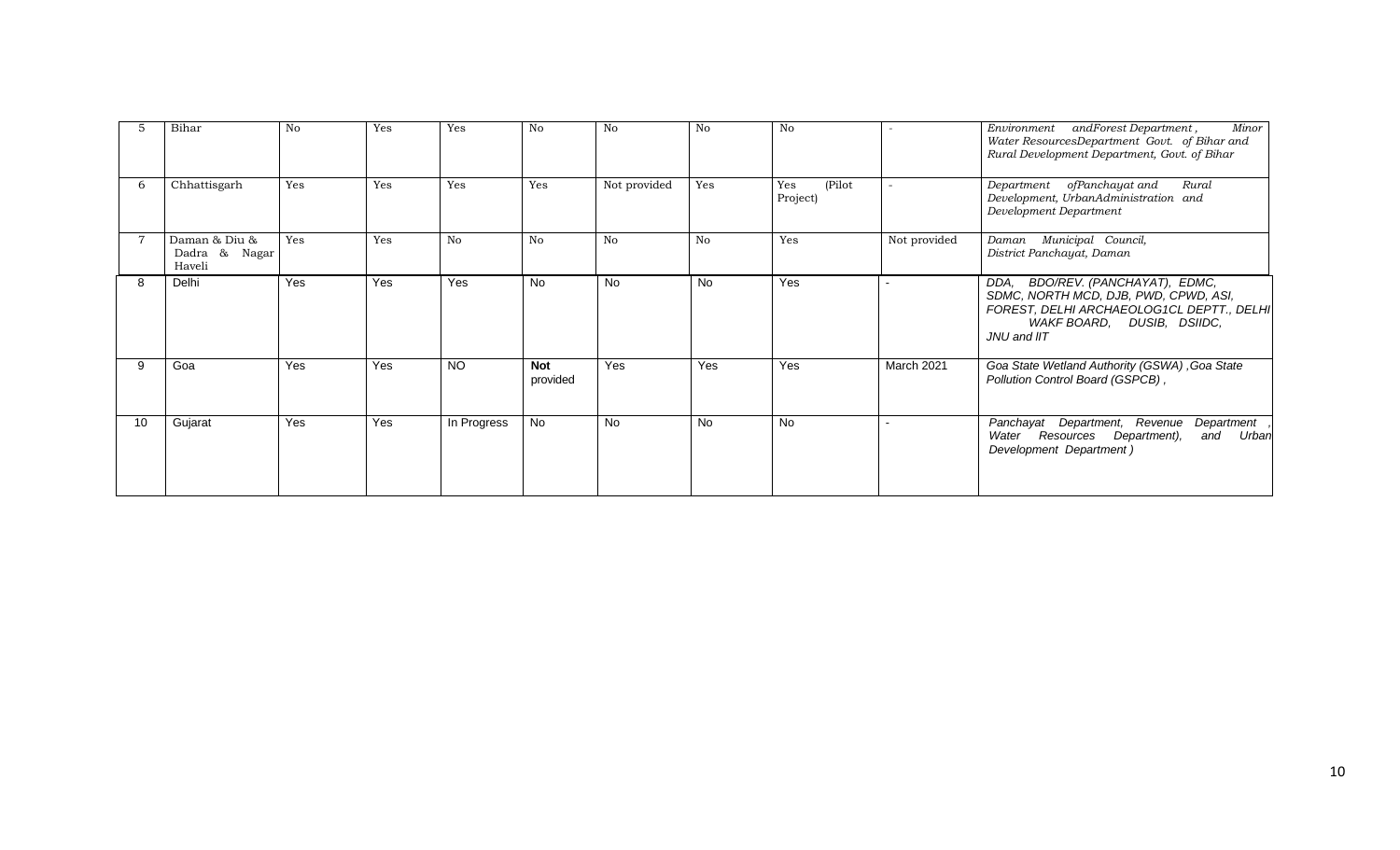| | | | | | | | | | | |
|---|---|---|---|---|---|---|---|---|---|---|
| 5 | Bihar | No | Yes | Yes | No | No | No | No | - | *Environment andForest Department , Minor Water ResourcesDepartment Govt. of Bihar and Rural Development Department, Govt. of Bihar* |
| 6 | Chhattisgarh | Yes | Yes | Yes | Yes | Not provided | Yes | Yes (Pilot Project) | - | *Department ofPanchayat and Rural Development, UrbanAdministration and Development Department* |
| 7 | Daman & Diu & Dadra & Nagar Haveli | Yes | Yes | No | No | No | No | Yes | Not provided | *Daman Municipal Council, District Panchayat, Daman* |
| 8 | Delhi | Yes | Yes | Yes | No | No | No | Yes | - | *DDA, BDO/REV. (PANCHAYAT), EDMC, SDMC, NORTH MCD, DJB, PWD, CPWD, ASI, FOREST, DELHI ARCHAEOLOG1CL DEPTT., DELHI WAKF BOARD, DUSIB, DSIIDC, JNU and IIT* |
| 9 | Goa | Yes | Yes | NO | **Not** provided | Yes | Yes | Yes | March 2021 | *Goa State Wetland Authority (GSWA) ,Goa State Pollution Control Board (GSPCB) ,* |
| 10 | Gujarat | Yes | Yes | In Progress | No | No | No | No | - | *Panchayat Department, Revenue Department , Water Resources Department), and Urban Development Department )* |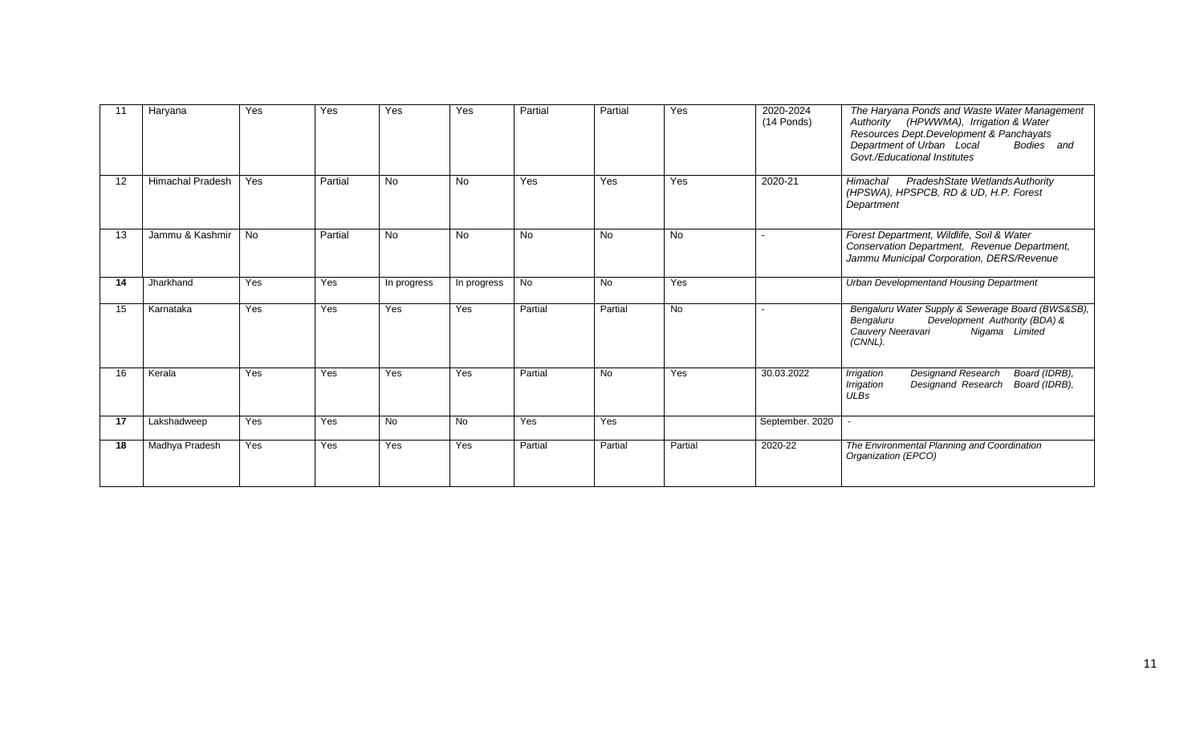| 11 | Haryana | Yes | Yes | Yes | Yes | Partial | Partial | Yes | 2020-2024 (14 Ponds) | *The Haryana Ponds and Waste Water Management Authority (HPWWMA), Irrigation & Water Resources Dept.Development & Panchayats Department of Urban Local Bodies and Govt./Educational Institutes* |
|---|---|---|---|---|---|---|---|---|---|---|
| 12 | Himachal Pradesh | Yes | Partial | No | No | Yes | Yes | Yes | 2020-21 | *Himachal PradeshState WetlandsAuthority (HPSWA), HPSPCB, RD & UD, H.P. Forest Department* |
| 13 | Jammu & Kashmir | No | Partial | No | No | No | No | No | - | *Forest Department, Wildlife, Soil & Water Conservation Department, Revenue Department, Jammu Municipal Corporation, DERS/Revenue* |
| **14** | Jharkhand | Yes | Yes | In progress | In progress | No | No | Yes | | *Urban Developmentand Housing Department* |
| 15 | Karnataka | Yes | Yes | Yes | Yes | Partial | Partial | No | - | *Bengaluru Water Supply & Sewerage Board (BWS&SB), Bengaluru Development Authority (BDA) & Cauvery Neeravari Nigama Limited (CNNL).* |
| 16 | Kerala | Yes | Yes | Yes | Yes | Partial | No | Yes | 30.03.2022 | *Irrigation Designand Research Board (IDRB), Irrigation Designand Research Board (IDRB), ULBs* |
| **17** | Lakshadweep | Yes | Yes | No | No | Yes | Yes | | September. 2020 | - |
| **18** | Madhya Pradesh | Yes | Yes | Yes | Yes | Partial | Partial | Partial | 2020-22 | *The Environmental Planning and Coordination Organization (EPCO)* |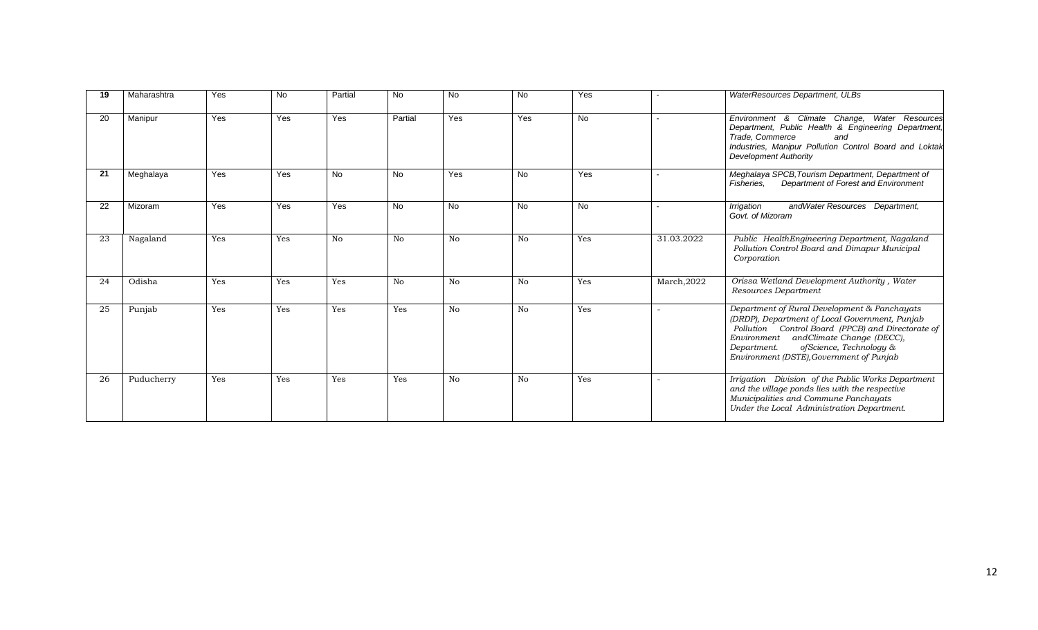| 19 | Maharashtra | Yes | No | Partial | No | No | No | Yes | - | *WaterResources Department, ULBs* |
|---|---|---|---|---|---|---|---|---|---|---|
| 20 | Manipur | Yes | Yes | Yes | Partial | Yes | Yes | No | - | *Environment & Climate Change, Water Resources Department, Public Health & Engineering Department, Trade, Commerce and Industries, Manipur Pollution Control Board and Loktak Development Authority* |
| 21 | Meghalaya | Yes | Yes | No | No | Yes | No | Yes | - | *Meghalaya SPCB,Tourism Department, Department of Fisheries, Department of Forest and Environment* |
| 22 | Mizoram | Yes | Yes | Yes | No | No | No | No | - | *Irrigation andWater Resources Department, Govt. of Mizoram* |
| 23 | Nagaland | Yes | Yes | No | No | No | No | Yes | 31.03.2022 | *Public HealthEngineering Department, Nagaland Pollution Control Board and Dimapur Municipal Corporation* |
| 24 | Odisha | Yes | Yes | Yes | No | No | No | Yes | March,2022 | *Orissa Wetland Development Authority , Water Resources Department* |
| 25 | Punjab | Yes | Yes | Yes | Yes | No | No | Yes | - | *Department of Rural Development & Panchayats (DRDP), Department of Local Government, Punjab Pollution Control Board (PPCB) and Directorate of Environment andClimate Change (DECC), Department. ofScience, Technology & Environment (DSTE),Government of Punjab* |
| 26 | Puducherry | Yes | Yes | Yes | Yes | No | No | Yes | - | *Irrigation Division of the Public Works Department and the village ponds lies with the respective Municipalities and Commune Panchayats Under the Local Administration Department.* |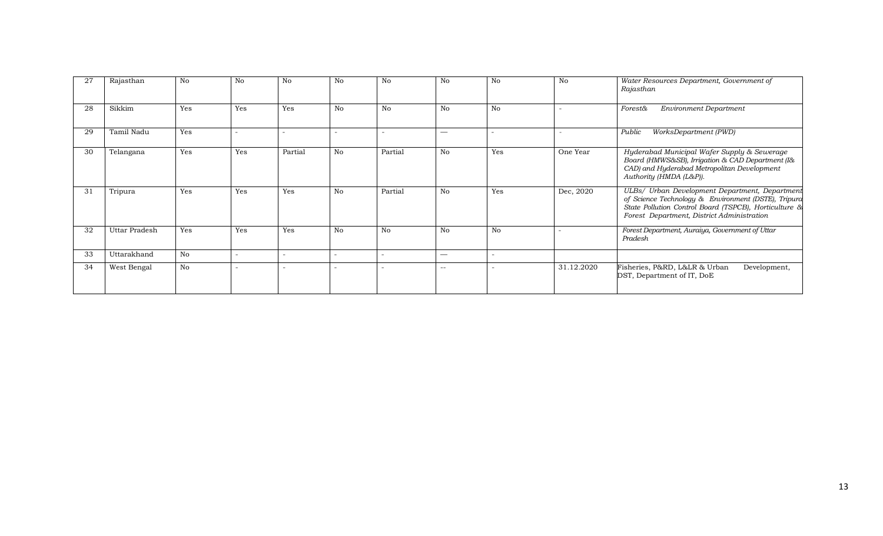| 27 | Rajasthan | No | No | No | No | No | No | No | No | *Water Resources Department, Government of Rajasthan* |
|---|---|---|---|---|---|---|---|---|---|---|
| 28 | Sikkim | Yes | Yes | Yes | No | No | No | No | - | *Forest& Environment Department* |
| 29 | Tamil Nadu | Yes | - | - | - | - | — | - | - | *Public WorksDepartment (PWD)* |
| 30 | Telangana | Yes | Yes | Partial | No | Partial | No | Yes | One Year | *Hyderabad Municipal Wafer Supply & Sewerage Board (HMWS&SB), Irrigation & CAD Department (I& CAD) and Hyderabad Metropolitan Development Authority (HMDA (L&P)).* |
| 31 | Tripura | Yes | Yes | Yes | No | Partial | No | Yes | Dec, 2020 | *ULBs/ Urban Development Department, Department of Science Technology & Environment (DSTE), Tripura State Pollution Control Board (TSPCB), Horticulture & Forest Department, District Administration* |
| 32 | Uttar Pradesh | Yes | Yes | Yes | No | No | No | No | - | *Forest Department, Auraiya, Government of Uttar Pradesh* |
| 33 | Uttarakhand | No | - | - | - | - | — | - | | |
| 34 | West Bengal | No | - | - | - | - | -- | - | 31.12.2020 | Fisheries, P&RD, L&LR & Urban Development, DST, Department of IT, DoE |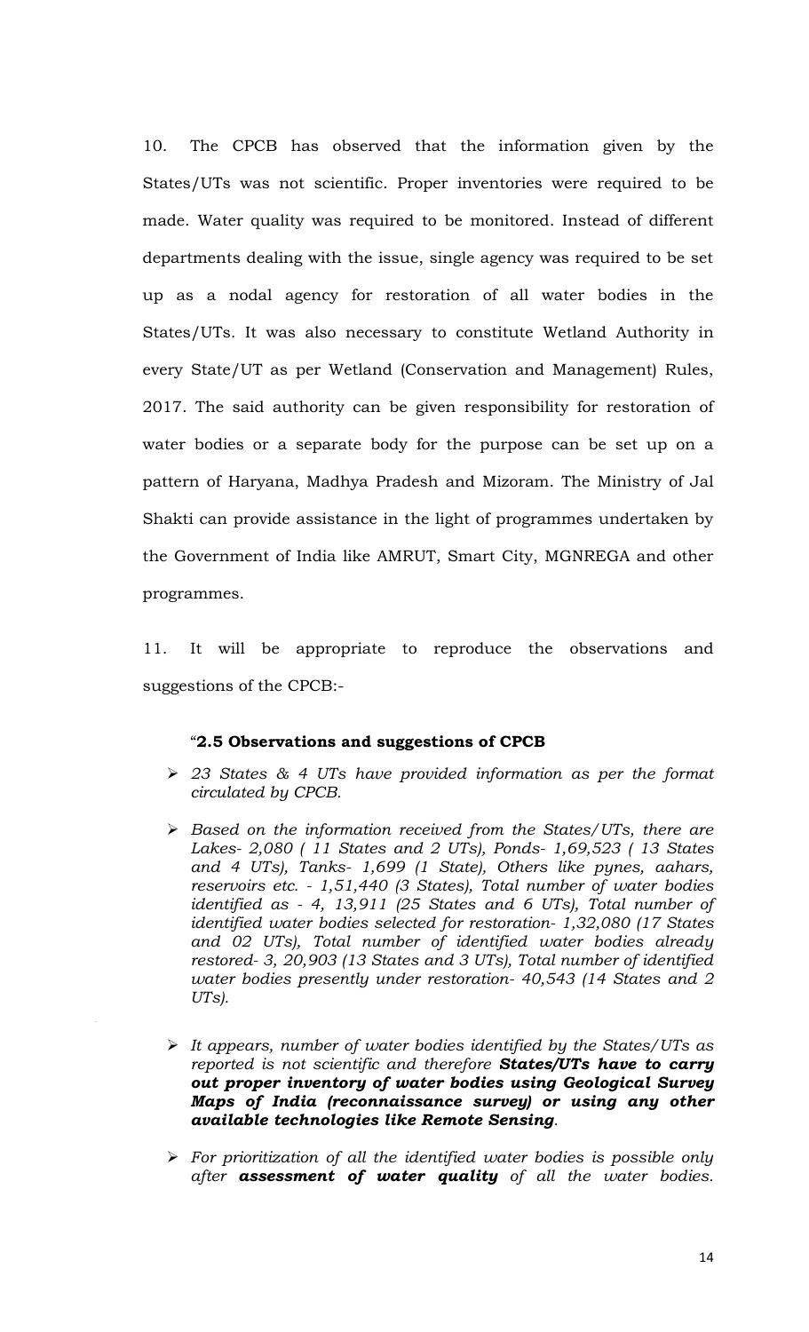10. The CPCB has observed that the information given by the States/UTs was not scientific. Proper inventories were required to be made. Water quality was required to be monitored. Instead of different departments dealing with the issue, single agency was required to be set up as a nodal agency for restoration of all water bodies in the States/UTs. It was also necessary to constitute Wetland Authority in every State/UT as per Wetland (Conservation and Management) Rules, 2017. The said authority can be given responsibility for restoration of water bodies or a separate body for the purpose can be set up on a pattern of Haryana, Madhya Pradesh and Mizoram. The Ministry of Jal Shakti can provide assistance in the light of programmes undertaken by the Government of India like AMRUT, Smart City, MGNREGA and other programmes.

11. It will be appropriate to reproduce the observations and suggestions of the CPCB:-

"**2.5 Observations and suggestions of CPCB**

- *23 States & 4 UTs have provided information as per the format circulated by CPCB.*
- *Based on the information received from the States/UTs, there are Lakes- 2,080 ( 11 States and 2 UTs), Ponds- 1,69,523 ( 13 States and 4 UTs), Tanks- 1,699 (1 State), Others like pynes, aahars, reservoirs etc. - 1,51,440 (3 States), Total number of water bodies identified as - 4, 13,911 (25 States and 6 UTs), Total number of identified water bodies selected for restoration- 1,32,080 (17 States and 02 UTs), Total number of identified water bodies already restored- 3, 20,903 (13 States and 3 UTs), Total number of identified water bodies presently under restoration- 40,543 (14 States and 2 UTs).*
- *It appears, number of water bodies identified by the States/UTs as reported is not scientific and therefore* ***States/UTs have to carry out proper inventory of water bodies using Geological Survey Maps of India (reconnaissance survey) or using any other available technologies like Remote Sensing****.*
- *For prioritization of all the identified water bodies is possible only after* ***assessment of water quality*** *of all the water bodies.*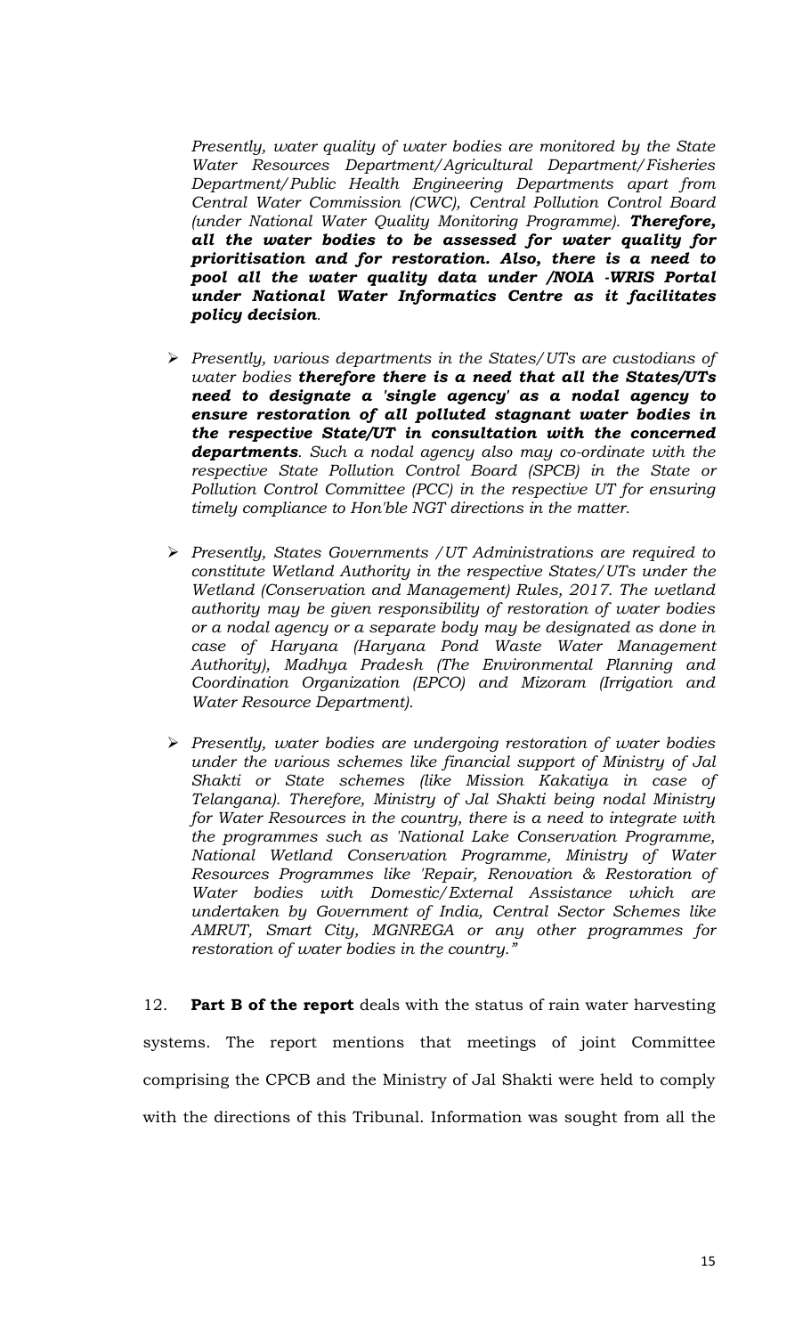*Presently, water quality of water bodies are monitored by the State Water Resources Department/Agricultural Department/Fisheries Department/Public Health Engineering Departments apart from Central Water Commission (CWC), Central Pollution Control Board (under National Water Quality Monitoring Programme).* ***Therefore, all the water bodies to be assessed for water quality for prioritisation and for restoration. Also, there is a need to pool all the water quality data under /NOIA -WRIS Portal under National Water Informatics Centre as it facilitates policy decision****.*

- *Presently, various departments in the States/UTs are custodians of water bodies* ***therefore there is a need that all the States/UTs need to designate a 'single agency' as a nodal agency to ensure restoration of all polluted stagnant water bodies in the respective State/UT in consultation with the concerned departments****. Such a nodal agency also may co-ordinate with the respective State Pollution Control Board (SPCB) in the State or Pollution Control Committee (PCC) in the respective UT for ensuring timely compliance to Hon'ble NGT directions in the matter.*

- *Presently, States Governments /UT Administrations are required to constitute Wetland Authority in the respective States/UTs under the Wetland (Conservation and Management) Rules, 2017. The wetland authority may be given responsibility of restoration of water bodies or a nodal agency or a separate body may be designated as done in case of Haryana (Haryana Pond Waste Water Management Authority), Madhya Pradesh (The Environmental Planning and Coordination Organization (EPCO) and Mizoram (Irrigation and Water Resource Department).*

- *Presently, water bodies are undergoing restoration of water bodies under the various schemes like financial support of Ministry of Jal Shakti or State schemes (like Mission Kakatiya in case of Telangana). Therefore, Ministry of Jal Shakti being nodal Ministry for Water Resources in the country, there is a need to integrate with the programmes such as 'National Lake Conservation Programme, National Wetland Conservation Programme, Ministry of Water Resources Programmes like 'Repair, Renovation & Restoration of Water bodies with Domestic/External Assistance which are undertaken by Government of India, Central Sector Schemes like AMRUT, Smart City, MGNREGA or any other programmes for restoration of water bodies in the country."*

12. **Part B of the report** deals with the status of rain water harvesting systems. The report mentions that meetings of joint Committee comprising the CPCB and the Ministry of Jal Shakti were held to comply with the directions of this Tribunal. Information was sought from all the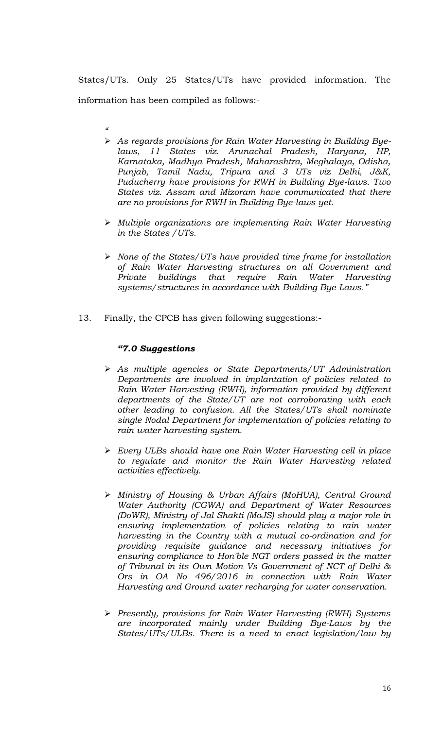States/UTs. Only 25 States/UTs have provided information. The information has been compiled as follows:-

*"*

- *As regards provisions for Rain Water Harvesting in Building Bye-laws, 11 States viz. Arunachal Pradesh, Haryana, HP, Karnataka, Madhya Pradesh, Maharashtra, Meghalaya, Odisha, Punjab, Tamil Nadu, Tripura and 3 UTs viz Delhi, J&K, Puducherry have provisions for RWH in Building Bye-laws. Two States viz. Assam and Mizoram have communicated that there are no provisions for RWH in Building Bye-laws yet.*

- *Multiple organizations are implementing Rain Water Harvesting in the States /UTs.*

- *None of the States/UTs have provided time frame for installation of Rain Water Harvesting structures on all Government and Private buildings that require Rain Water Harvesting systems/structures in accordance with Building Bye-Laws."*

13. Finally, the CPCB has given following suggestions:-

***"7.0 Suggestions***

- *As multiple agencies or State Departments/UT Administration Departments are involved in implantation of policies related to Rain Water Harvesting (RWH), information provided by different departments of the State/UT are not corroborating with each other leading to confusion. All the States/UTs shall nominate single Nodal Department for implementation of policies relating to rain water harvesting system.*

- *Every ULBs should have one Rain Water Harvesting cell in place to regulate and monitor the Rain Water Harvesting related activities effectively.*

- *Ministry of Housing & Urban Affairs (MoHUA), Central Ground Water Authority (CGWA) and Department of Water Resources (DoWR), Ministry of Jal Shakti (MoJS) should play a major role in ensuring implementation of policies relating to rain water harvesting in the Country with a mutual co-ordination and for providing requisite guidance and necessary initiatives for ensuring compliance to Hon'ble NGT orders passed in the matter of Tribunal in its Own Motion Vs Government of NCT of Delhi & Ors in OA No 496/2016 in connection with Rain Water Harvesting and Ground water recharging for water conservation.*

- *Presently, provisions for Rain Water Harvesting (RWH) Systems are incorporated mainly under Building Bye-Laws by the States/UTs/ULBs. There is a need to enact legislation/law by*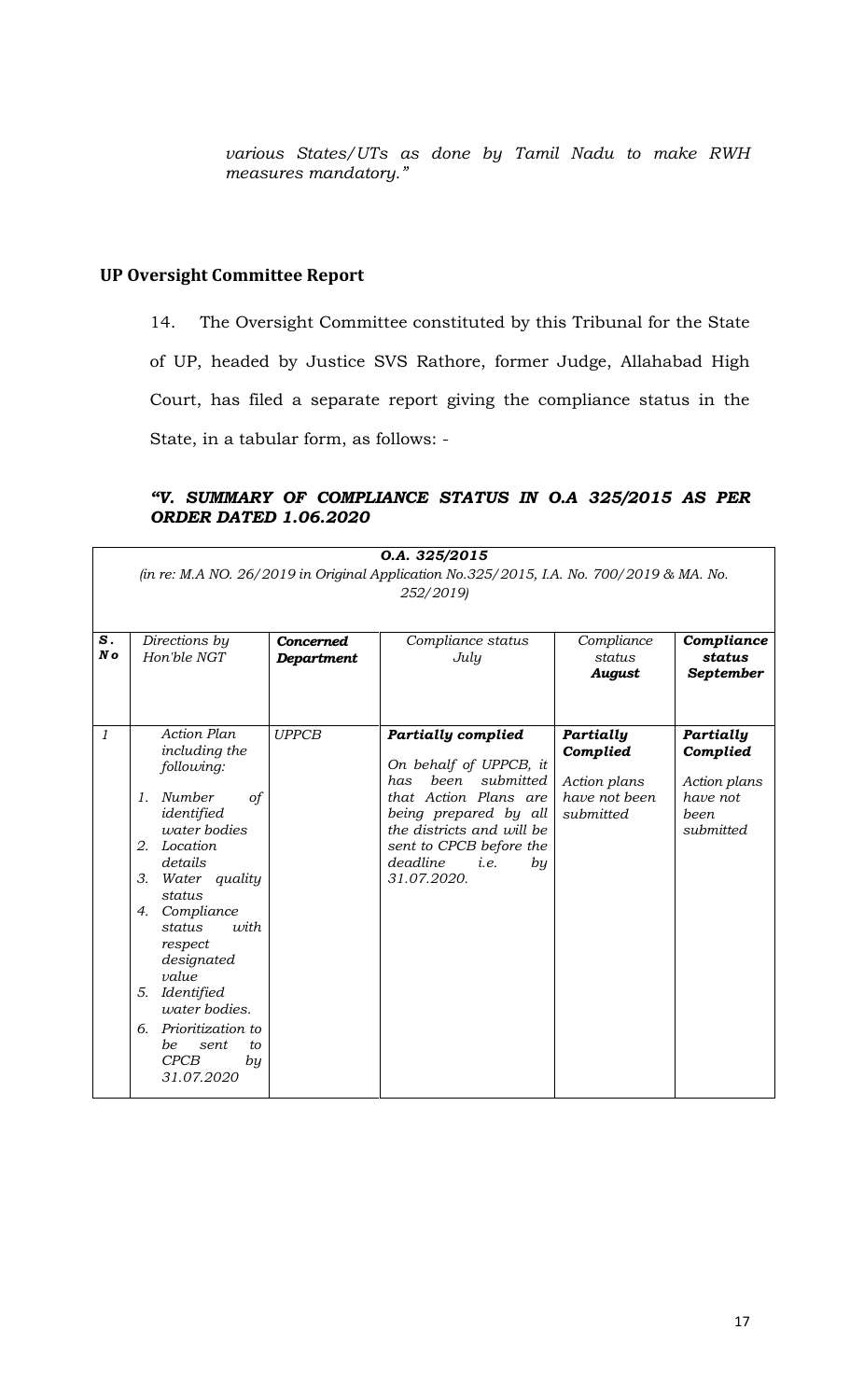*various States/UTs as done by Tamil Nadu to make RWH measures mandatory."*

**UP Oversight Committee Report**

14. The Oversight Committee constituted by this Tribunal for the State of UP, headed by Justice SVS Rathore, former Judge, Allahabad High Court, has filed a separate report giving the compliance status in the State, in a tabular form, as follows: -

***"V. SUMMARY OF COMPLIANCE STATUS IN O.A 325/2015 AS PER ORDER DATED 1.06.2020***

| ***O.A. 325/2015*** *(in re: M.A NO. 26/2019 in Original Application No.325/2015, I.A. No. 700/2019 & MA. No. 252/2019)* | | | | | |
|---|---|---|---|---|---|
| ***S. No*** | *Directions by Hon'ble NGT* | ***Concerned Department*** | *Compliance status July* | *Compliance status **August*** | ***Compliance status September*** |
| *1* | *Action Plan including the following:* <br> *1. Number of identified water bodies* <br> *2. Location details* <br> *3. Water quality status* <br> *4. Compliance status with respect designated value* <br> *5. Identified water bodies.* <br> *6. Prioritization to be sent to CPCB by 31.07.2020* | *UPPCB* | ***Partially complied*** <br> *On behalf of UPPCB, it has been submitted that Action Plans are being prepared by all the districts and will be sent to CPCB before the deadline i.e. by 31.07.2020.* | ***Partially Complied*** <br> *Action plans have not been submitted* | ***Partially Complied*** <br> *Action plans have not been submitted* |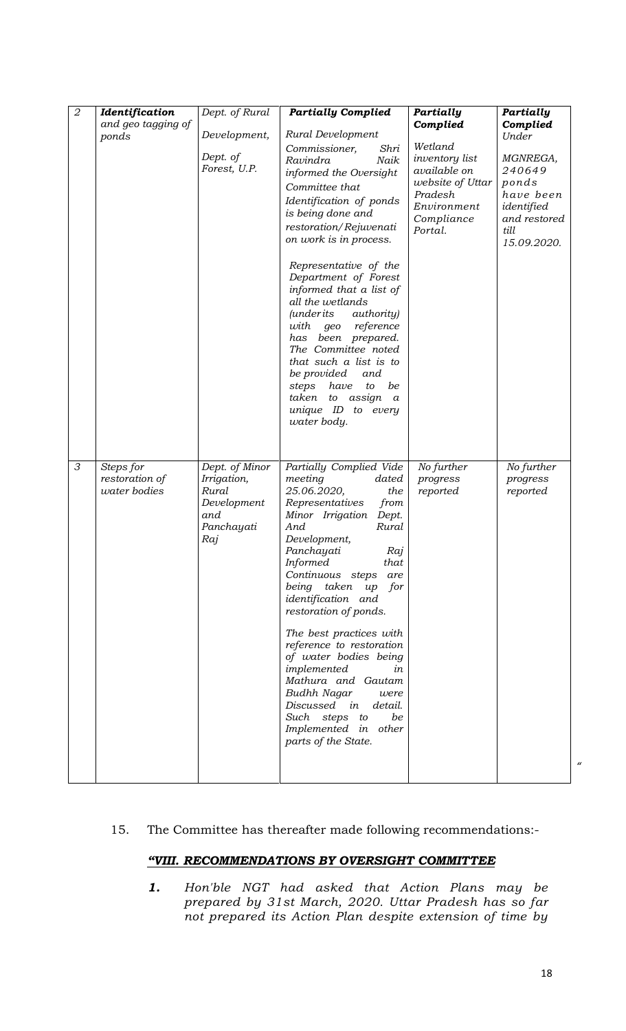| 2 | *Identification and geo tagging of ponds* | *Dept. of Rural Development, Dept. of Forest, U.P.* | ***Partially Complied*** *Rural Development Commissioner, Shri Ravindra Naik informed the Oversight Committee that Identification of ponds is being done and restoration/Rejuvenation work is in process.* *Representative of the Department of Forest informed that a list of all the wetlands (under its authority) with geo reference has been prepared. The Committee noted that such a list is to be provided and steps have to be taken to assign a unique ID to every water body.* | ***Partially Complied*** *Wetland inventory list available on website of Uttar Pradesh Environment Compliance Portal.* | ***Partially Complied*** *Under MGNREGA, 240649 ponds have been identified and restored till 15.09.2020.* |
|---|---|---|---|---|---|
| 3 | *Steps for restoration of water bodies* | *Dept. of Minor Irrigation, Rural Development and Panchayati Raj* | *Partially Complied Vide meeting dated 25.06.2020, the Representatives from Minor Irrigation Dept. And Rural Development, Panchayati Raj Informed that Continuous steps are being taken up for identification and restoration of ponds.* *The best practices with reference to restoration of water bodies being implemented in Mathura and Gautam Budhh Nagar were Discussed in detail. Such steps to be Implemented in other parts of the State.* | *No further progress reported* | *No further progress reported* |

"

15. The Committee has thereafter made following recommendations:-

***"VIII. RECOMMENDATIONS BY OVERSIGHT COMMITTEE***

***1.*** *Hon'ble NGT had asked that Action Plans may be prepared by 31st March, 2020. Uttar Pradesh has so far not prepared its Action Plan despite extension of time by*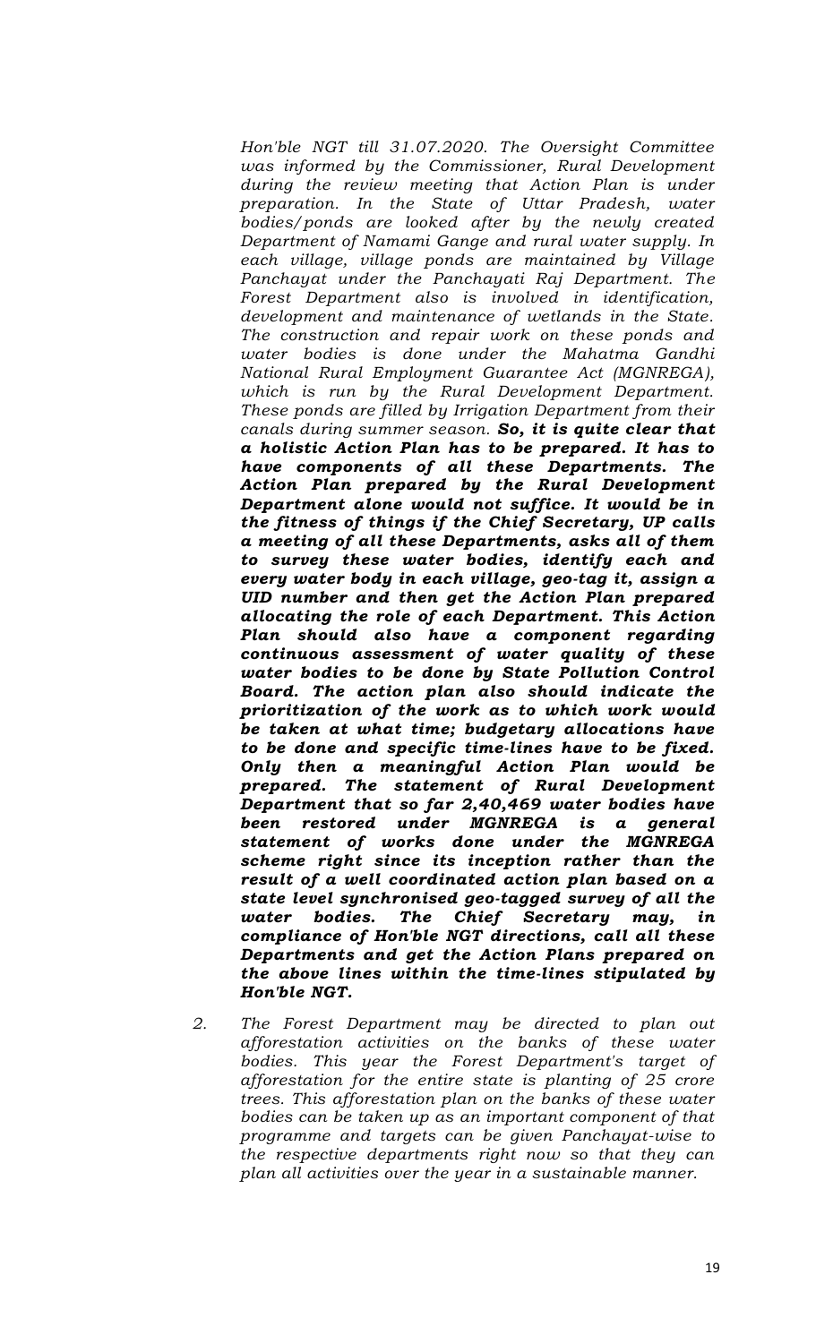*Hon'ble NGT till 31.07.2020. The Oversight Committee was informed by the Commissioner, Rural Development during the review meeting that Action Plan is under preparation. In the State of Uttar Pradesh, water bodies/ponds are looked after by the newly created Department of Namami Gange and rural water supply. In each village, village ponds are maintained by Village Panchayat under the Panchayati Raj Department. The Forest Department also is involved in identification, development and maintenance of wetlands in the State. The construction and repair work on these ponds and water bodies is done under the Mahatma Gandhi National Rural Employment Guarantee Act (MGNREGA), which is run by the Rural Development Department. These ponds are filled by Irrigation Department from their canals during summer season.* ***So, it is quite clear that a holistic Action Plan has to be prepared. It has to have components of all these Departments. The Action Plan prepared by the Rural Development Department alone would not suffice. It would be in the fitness of things if the Chief Secretary, UP calls a meeting of all these Departments, asks all of them to survey these water bodies, identify each and every water body in each village, geo-tag it, assign a UID number and then get the Action Plan prepared allocating the role of each Department. This Action Plan should also have a component regarding continuous assessment of water quality of these water bodies to be done by State Pollution Control Board. The action plan also should indicate the prioritization of the work as to which work would be taken at what time; budgetary allocations have to be done and specific time-lines have to be fixed. Only then a meaningful Action Plan would be prepared. The statement of Rural Development Department that so far 2,40,469 water bodies have been restored under MGNREGA is a general statement of works done under the MGNREGA scheme right since its inception rather than the result of a well coordinated action plan based on a state level synchronised geo-tagged survey of all the water bodies. The Chief Secretary may, in compliance of Hon'ble NGT directions, call all these Departments and get the Action Plans prepared on the above lines within the time-lines stipulated by Hon'ble NGT.***

2. *The Forest Department may be directed to plan out afforestation activities on the banks of these water bodies. This year the Forest Department's target of afforestation for the entire state is planting of 25 crore trees. This afforestation plan on the banks of these water bodies can be taken up as an important component of that programme and targets can be given Panchayat-wise to the respective departments right now so that they can plan all activities over the year in a sustainable manner.*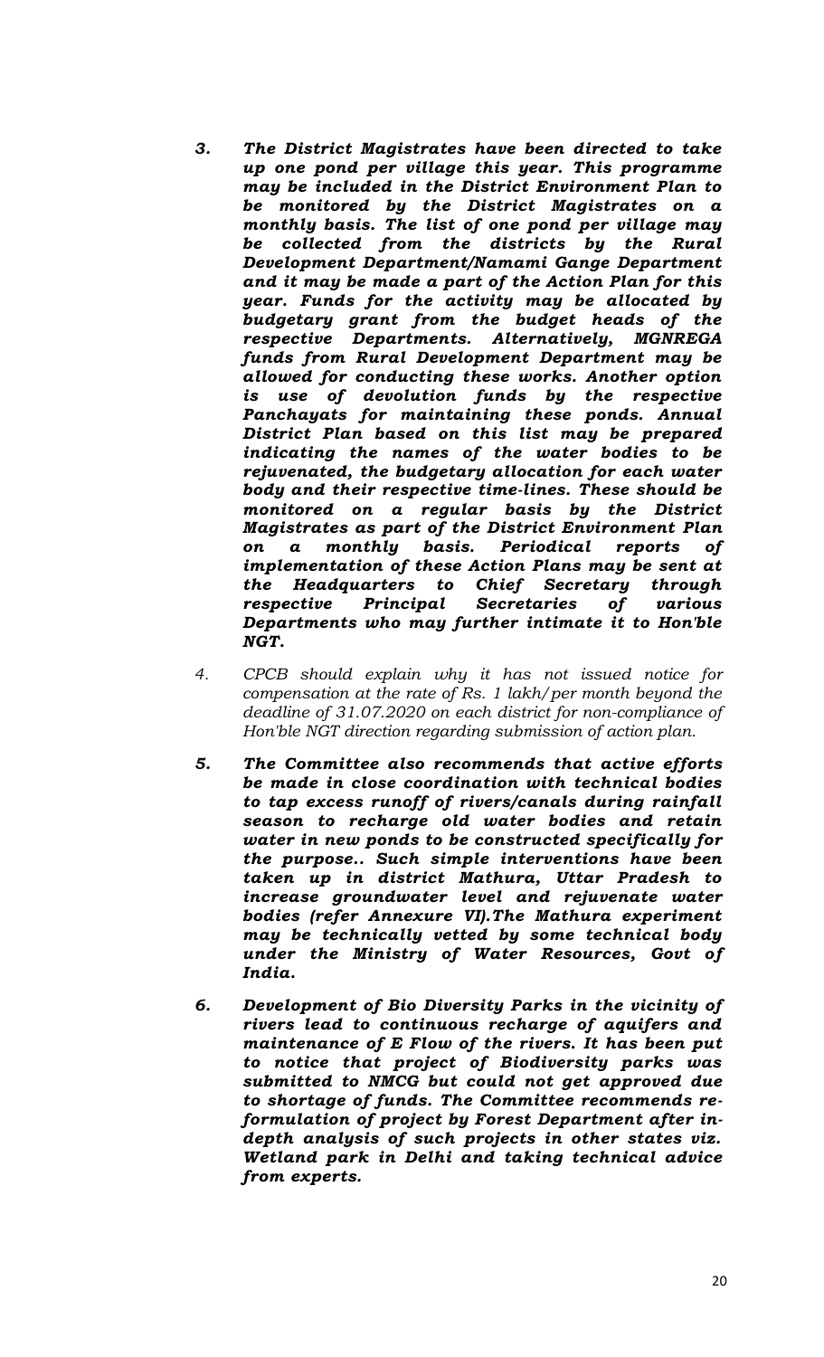3. ***The District Magistrates have been directed to take up one pond per village this year. This programme may be included in the District Environment Plan to be monitored by the District Magistrates on a monthly basis. The list of one pond per village may be collected from the districts by the Rural Development Department/Namami Gange Department and it may be made a part of the Action Plan for this year. Funds for the activity may be allocated by budgetary grant from the budget heads of the respective Departments. Alternatively, MGNREGA funds from Rural Development Department may be allowed for conducting these works. Another option is use of devolution funds by the respective Panchayats for maintaining these ponds. Annual District Plan based on this list may be prepared indicating the names of the water bodies to be rejuvenated, the budgetary allocation for each water body and their respective time-lines. These should be monitored on a regular basis by the District Magistrates as part of the District Environment Plan on a monthly basis. Periodical reports of implementation of these Action Plans may be sent at the Headquarters to Chief Secretary through respective Principal Secretaries of various Departments who may further intimate it to Hon'ble NGT.***

4. *CPCB should explain why it has not issued notice for compensation at the rate of Rs. 1 lakh/per month beyond the deadline of 31.07.2020 on each district for non-compliance of Hon'ble NGT direction regarding submission of action plan.*

5. ***The Committee also recommends that active efforts be made in close coordination with technical bodies to tap excess runoff of rivers/canals during rainfall season to recharge old water bodies and retain water in new ponds to be constructed specifically for the purpose.. Such simple interventions have been taken up in district Mathura, Uttar Pradesh to increase groundwater level and rejuvenate water bodies (refer Annexure VI).The Mathura experiment may be technically vetted by some technical body under the Ministry of Water Resources, Govt of India.***

6. ***Development of Bio Diversity Parks in the vicinity of rivers lead to continuous recharge of aquifers and maintenance of E Flow of the rivers. It has been put to notice that project of Biodiversity parks was submitted to NMCG but could not get approved due to shortage of funds. The Committee recommends re-formulation of project by Forest Department after in-depth analysis of such projects in other states viz. Wetland park in Delhi and taking technical advice from experts.***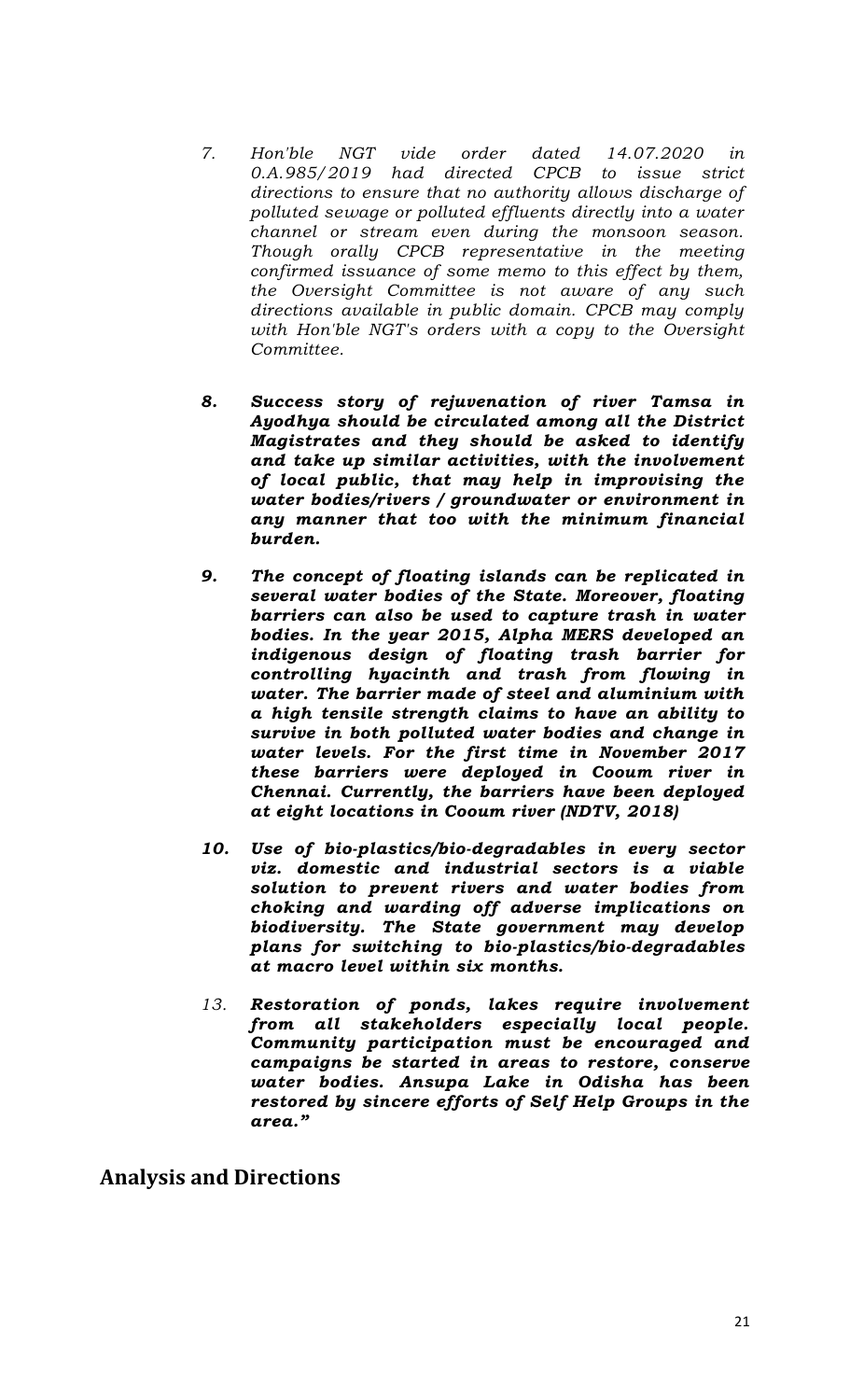7. *Hon'ble NGT vide order dated 14.07.2020 in O.A.985/2019 had directed CPCB to issue strict directions to ensure that no authority allows discharge of polluted sewage or polluted effluents directly into a water channel or stream even during the monsoon season. Though orally CPCB representative in the meeting confirmed issuance of some memo to this effect by them, the Oversight Committee is not aware of any such directions available in public domain. CPCB may comply with Hon'ble NGT's orders with a copy to the Oversight Committee.*

8. ***Success story of rejuvenation of river Tamsa in Ayodhya should be circulated among all the District Magistrates and they should be asked to identify and take up similar activities, with the involvement of local public, that may help in improvising the water bodies/rivers / groundwater or environment in any manner that too with the minimum financial burden.***

9. ***The concept of floating islands can be replicated in several water bodies of the State. Moreover, floating barriers can also be used to capture trash in water bodies. In the year 2015, Alpha MERS developed an indigenous design of floating trash barrier for controlling hyacinth and trash from flowing in water. The barrier made of steel and aluminium with a high tensile strength claims to have an ability to survive in both polluted water bodies and change in water levels. For the first time in November 2017 these barriers were deployed in Cooum river in Chennai. Currently, the barriers have been deployed at eight locations in Cooum river (NDTV, 2018)***

10. ***Use of bio-plastics/bio-degradables in every sector viz. domestic and industrial sectors is a viable solution to prevent rivers and water bodies from choking and warding off adverse implications on biodiversity. The State government may develop plans for switching to bio-plastics/bio-degradables at macro level within six months.***

13. ***Restoration of ponds, lakes require involvement from all stakeholders especially local people. Community participation must be encouraged and campaigns be started in areas to restore, conserve water bodies. Ansupa Lake in Odisha has been restored by sincere efforts of Self Help Groups in the area."***

## Analysis and Directions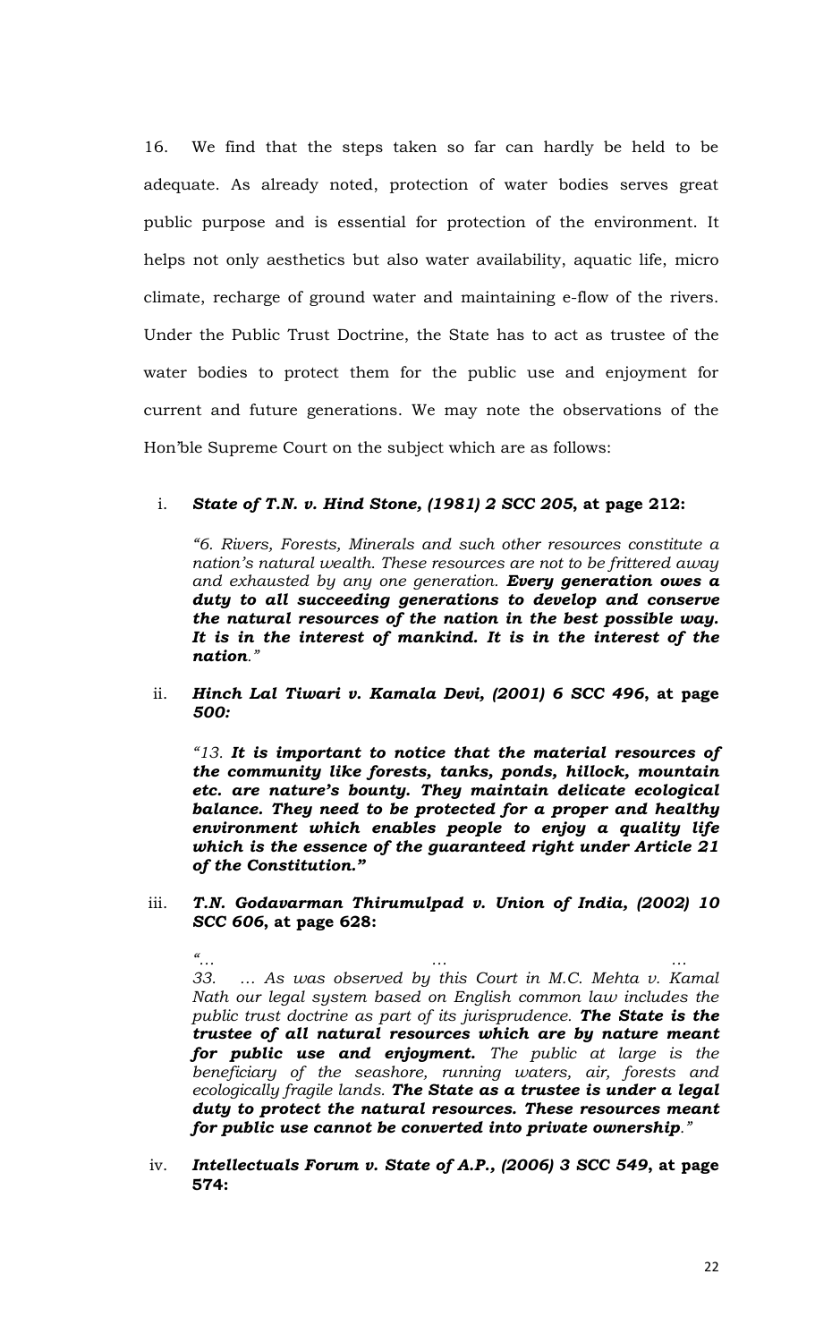16. We find that the steps taken so far can hardly be held to be adequate. As already noted, protection of water bodies serves great public purpose and is essential for protection of the environment. It helps not only aesthetics but also water availability, aquatic life, micro climate, recharge of ground water and maintaining e-flow of the rivers. Under the Public Trust Doctrine, the State has to act as trustee of the water bodies to protect them for the public use and enjoyment for current and future generations. We may note the observations of the Hon'ble Supreme Court on the subject which are as follows:

i. ***State of T.N. v. Hind Stone, (1981) 2 SCC 205*, at page 212:**

*"6. Rivers, Forests, Minerals and such other resources constitute a nation's natural wealth. These resources are not to be frittered away and exhausted by any one generation.* ***Every generation owes a duty to all succeeding generations to develop and conserve the natural resources of the nation in the best possible way. It is in the interest of mankind. It is in the interest of the nation****."*

ii. ***Hinch Lal Tiwari v. Kamala Devi, (2001) 6 SCC 496*, at page *500*:**

*"13.* ***It is important to notice that the material resources of the community like forests, tanks, ponds, hillock, mountain etc. are nature's bounty. They maintain delicate ecological balance. They need to be protected for a proper and healthy environment which enables people to enjoy a quality life which is the essence of the guaranteed right under Article 21 of the Constitution."***

iii. ***T.N. Godavarman Thirumulpad v. Union of India, (2002) 10 SCC 606*, at page 628:**

*"… … …*

*33. … As was observed by this Court in M.C. Mehta v. Kamal Nath our legal system based on English common law includes the public trust doctrine as part of its jurisprudence.* ***The State is the trustee of all natural resources which are by nature meant for public use and enjoyment.*** *The public at large is the beneficiary of the seashore, running waters, air, forests and ecologically fragile lands.* ***The State as a trustee is under a legal duty to protect the natural resources. These resources meant for public use cannot be converted into private ownership****."*

iv. ***Intellectuals Forum v. State of A.P., (2006) 3 SCC 549*, at page 574:**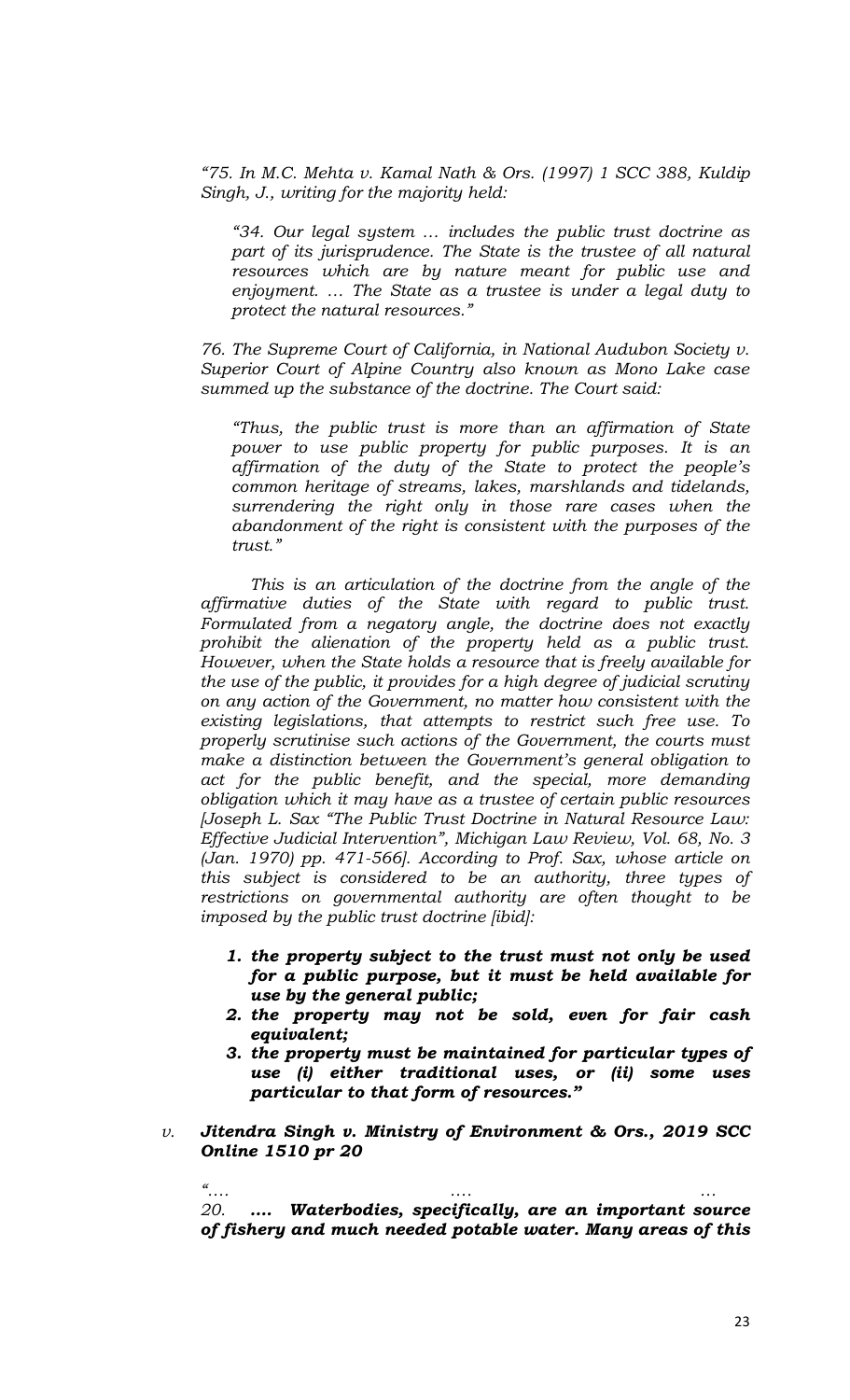*"75. In M.C. Mehta v. Kamal Nath & Ors. (1997) 1 SCC 388, Kuldip Singh, J., writing for the majority held:*

> *"34. Our legal system … includes the public trust doctrine as part of its jurisprudence. The State is the trustee of all natural resources which are by nature meant for public use and enjoyment. … The State as a trustee is under a legal duty to protect the natural resources."*

*76. The Supreme Court of California, in National Audubon Society v. Superior Court of Alpine Country also known as Mono Lake case summed up the substance of the doctrine. The Court said:*

> *"Thus, the public trust is more than an affirmation of State power to use public property for public purposes. It is an affirmation of the duty of the State to protect the people's common heritage of streams, lakes, marshlands and tidelands, surrendering the right only in those rare cases when the abandonment of the right is consistent with the purposes of the trust."*

*This is an articulation of the doctrine from the angle of the affirmative duties of the State with regard to public trust. Formulated from a negatory angle, the doctrine does not exactly prohibit the alienation of the property held as a public trust. However, when the State holds a resource that is freely available for the use of the public, it provides for a high degree of judicial scrutiny on any action of the Government, no matter how consistent with the existing legislations, that attempts to restrict such free use. To properly scrutinise such actions of the Government, the courts must make a distinction between the Government's general obligation to act for the public benefit, and the special, more demanding obligation which it may have as a trustee of certain public resources [Joseph L. Sax "The Public Trust Doctrine in Natural Resource Law: Effective Judicial Intervention", Michigan Law Review, Vol. 68, No. 3 (Jan. 1970) pp. 471-566]. According to Prof. Sax, whose article on this subject is considered to be an authority, three types of restrictions on governmental authority are often thought to be imposed by the public trust doctrine [ibid]:*

1. ***the property subject to the trust must not only be used for a public purpose, but it must be held available for use by the general public;***
2. ***the property may not be sold, even for fair cash equivalent;***
3. ***the property must be maintained for particular types of use (i) either traditional uses, or (ii) some uses particular to that form of resources."***

*v.* ***Jitendra Singh v. Ministry of Environment & Ors., 2019 SCC Online 1510 pr 20***

*"…. …. …*
*20.* ***…. Waterbodies, specifically, are an important source of fishery and much needed potable water. Many areas of this***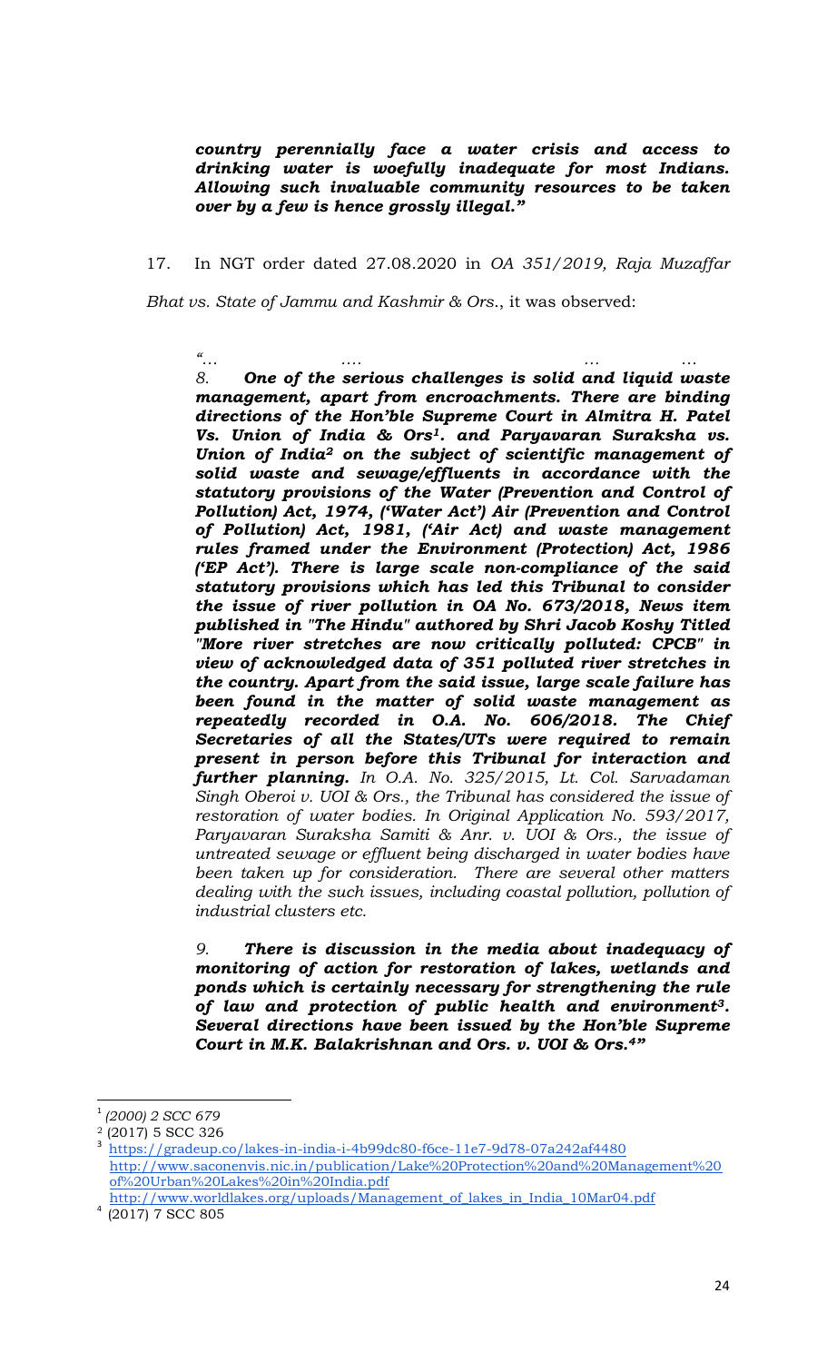***country perennially face a water crisis and access to drinking water is woefully inadequate for most Indians. Allowing such invaluable community resources to be taken over by a few is hence grossly illegal."***

17. In NGT order dated 27.08.2020 in *OA 351/2019, Raja Muzaffar Bhat vs. State of Jammu and Kashmir & Ors*., it was observed:

> *"… …. … …*
>
> *8.* ***One of the serious challenges is solid and liquid waste management, apart from encroachments. There are binding directions of the Hon'ble Supreme Court in Almitra H. Patel Vs. Union of India & Ors[1]. and Paryavaran Suraksha vs. Union of India[2] on the subject of scientific management of solid waste and sewage/effluents in accordance with the statutory provisions of the Water (Prevention and Control of Pollution) Act, 1974, ('Water Act') Air (Prevention and Control of Pollution) Act, 1981, ('Air Act) and waste management rules framed under the Environment (Protection) Act, 1986 ('EP Act'). There is large scale non-compliance of the said statutory provisions which has led this Tribunal to consider the issue of river pollution in OA No. 673/2018, News item published in "The Hindu" authored by Shri Jacob Koshy Titled "More river stretches are now critically polluted: CPCB" in view of acknowledged data of 351 polluted river stretches in the country. Apart from the said issue, large scale failure has been found in the matter of solid waste management as repeatedly recorded in O.A. No. 606/2018. The Chief Secretaries of all the States/UTs were required to remain present in person before this Tribunal for interaction and further planning.*** *In O.A. No. 325/2015, Lt. Col. Sarvadaman Singh Oberoi v. UOI & Ors., the Tribunal has considered the issue of restoration of water bodies. In Original Application No. 593/2017, Paryavaran Suraksha Samiti & Anr. v. UOI & Ors., the issue of untreated sewage or effluent being discharged in water bodies have been taken up for consideration. There are several other matters dealing with the such issues, including coastal pollution, pollution of industrial clusters etc.*
>
> *9.* ***There is discussion in the media about inadequacy of monitoring of action for restoration of lakes, wetlands and ponds which is certainly necessary for strengthening the rule of law and protection of public health and environment[3]. Several directions have been issued by the Hon'ble Supreme Court in M.K. Balakrishnan and Ors. v. UOI & Ors.[4]"***

---

[1] *(2000) 2 SCC 679*

[2] (2017) 5 SCC 326

[3] https://gradeup.co/lakes-in-india-i-4b99dc80-f6ce-11e7-9d78-07a242af4480
http://www.saconenvis.nic.in/publication/Lake%20Protection%20and%20Management%20of%20Urban%20Lakes%20in%20India.pdf
http://www.worldlakes.org/uploads/Management_of_lakes_in_India_10Mar04.pdf

[4] (2017) 7 SCC 805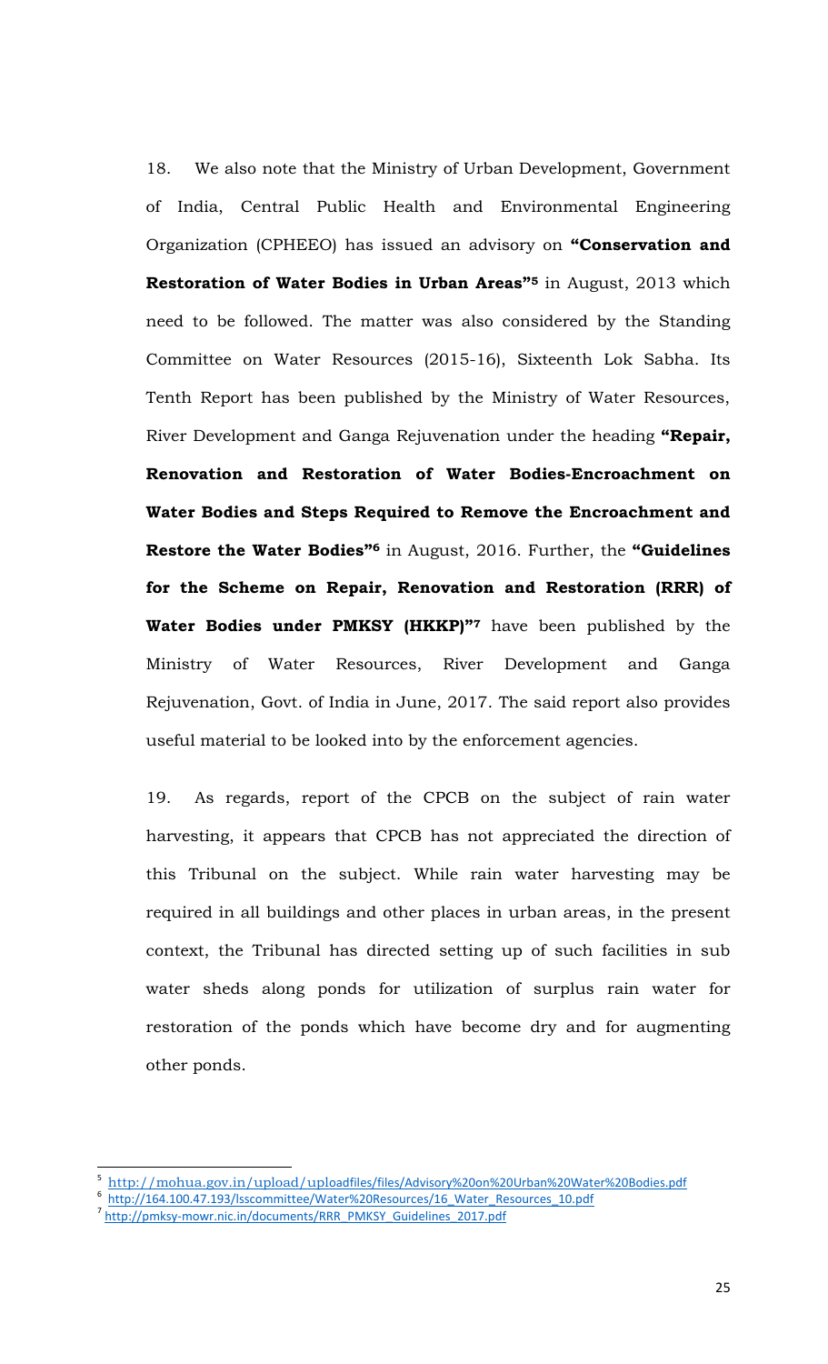18. We also note that the Ministry of Urban Development, Government of India, Central Public Health and Environmental Engineering Organization (CPHEEO) has issued an advisory on **"Conservation and Restoration of Water Bodies in Urban Areas"**[5] in August, 2013 which need to be followed. The matter was also considered by the Standing Committee on Water Resources (2015-16), Sixteenth Lok Sabha. Its Tenth Report has been published by the Ministry of Water Resources, River Development and Ganga Rejuvenation under the heading **"Repair, Renovation and Restoration of Water Bodies-Encroachment on Water Bodies and Steps Required to Remove the Encroachment and Restore the Water Bodies"**[6] in August, 2016. Further, the **"Guidelines for the Scheme on Repair, Renovation and Restoration (RRR) of Water Bodies under PMKSY (HKKP)"**[7] have been published by the Ministry of Water Resources, River Development and Ganga Rejuvenation, Govt. of India in June, 2017. The said report also provides useful material to be looked into by the enforcement agencies.

19. As regards, report of the CPCB on the subject of rain water harvesting, it appears that CPCB has not appreciated the direction of this Tribunal on the subject. While rain water harvesting may be required in all buildings and other places in urban areas, in the present context, the Tribunal has directed setting up of such facilities in sub water sheds along ponds for utilization of surplus rain water for restoration of the ponds which have become dry and for augmenting other ponds.

---

[5] http://mohua.gov.in/upload/uploadfiles/files/Advisory%20on%20Urban%20Water%20Bodies.pdf

[6] http://164.100.47.193/lsscommittee/Water%20Resources/16_Water_Resources_10.pdf

[7] http://pmksy-mowr.nic.in/documents/RRR_PMKSY_Guidelines_2017.pdf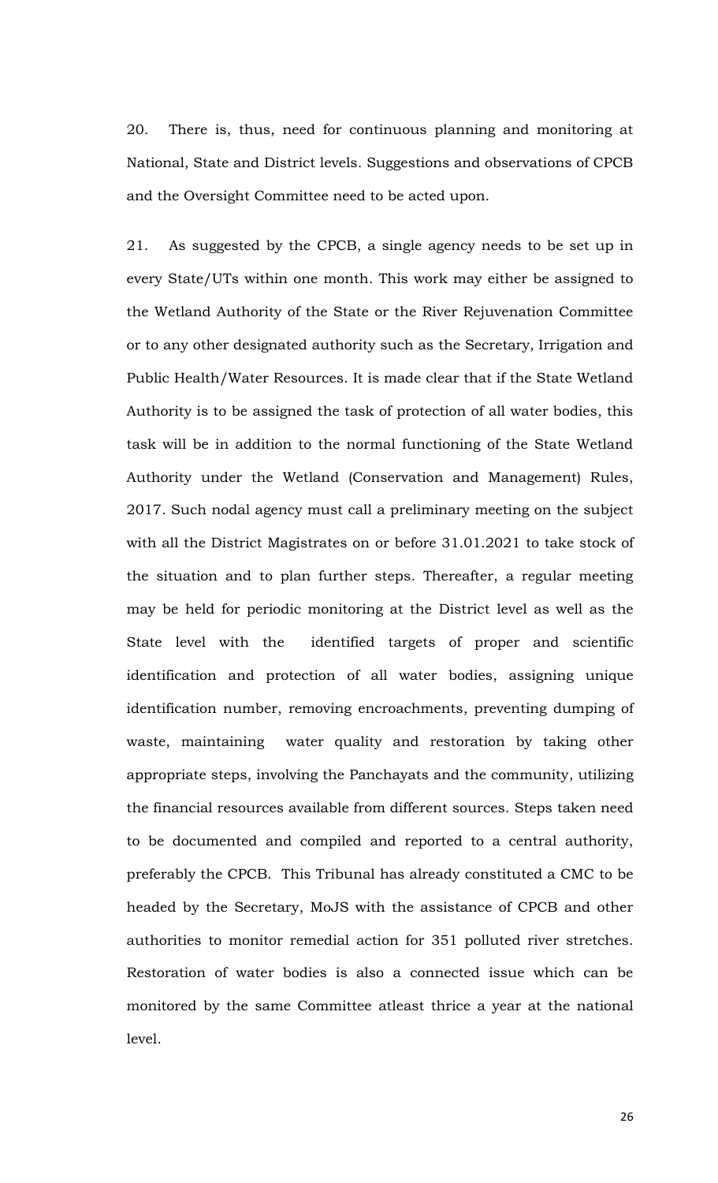20. There is, thus, need for continuous planning and monitoring at National, State and District levels. Suggestions and observations of CPCB and the Oversight Committee need to be acted upon.

21. As suggested by the CPCB, a single agency needs to be set up in every State/UTs within one month. This work may either be assigned to the Wetland Authority of the State or the River Rejuvenation Committee or to any other designated authority such as the Secretary, Irrigation and Public Health/Water Resources. It is made clear that if the State Wetland Authority is to be assigned the task of protection of all water bodies, this task will be in addition to the normal functioning of the State Wetland Authority under the Wetland (Conservation and Management) Rules, 2017. Such nodal agency must call a preliminary meeting on the subject with all the District Magistrates on or before 31.01.2021 to take stock of the situation and to plan further steps. Thereafter, a regular meeting may be held for periodic monitoring at the District level as well as the State level with the identified targets of proper and scientific identification and protection of all water bodies, assigning unique identification number, removing encroachments, preventing dumping of waste, maintaining water quality and restoration by taking other appropriate steps, involving the Panchayats and the community, utilizing the financial resources available from different sources. Steps taken need to be documented and compiled and reported to a central authority, preferably the CPCB. This Tribunal has already constituted a CMC to be headed by the Secretary, MoJS with the assistance of CPCB and other authorities to monitor remedial action for 351 polluted river stretches. Restoration of water bodies is also a connected issue which can be monitored by the same Committee atleast thrice a year at the national level.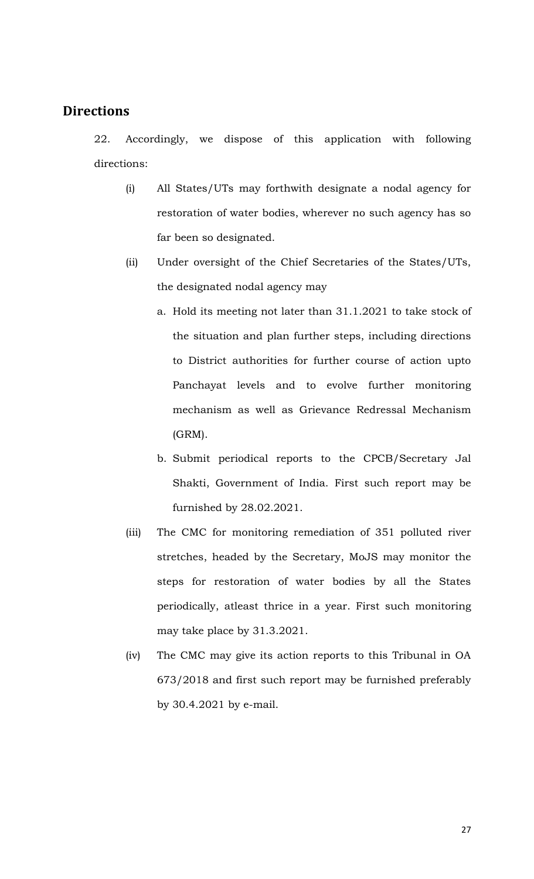## Directions

22. Accordingly, we dispose of this application with following directions:

(i) All States/UTs may forthwith designate a nodal agency for restoration of water bodies, wherever no such agency has so far been so designated.

(ii) Under oversight of the Chief Secretaries of the States/UTs, the designated nodal agency may

a. Hold its meeting not later than 31.1.2021 to take stock of the situation and plan further steps, including directions to District authorities for further course of action upto Panchayat levels and to evolve further monitoring mechanism as well as Grievance Redressal Mechanism (GRM).

b. Submit periodical reports to the CPCB/Secretary Jal Shakti, Government of India. First such report may be furnished by 28.02.2021.

(iii) The CMC for monitoring remediation of 351 polluted river stretches, headed by the Secretary, MoJS may monitor the steps for restoration of water bodies by all the States periodically, atleast thrice in a year. First such monitoring may take place by 31.3.2021.

(iv) The CMC may give its action reports to this Tribunal in OA 673/2018 and first such report may be furnished preferably by 30.4.2021 by e-mail.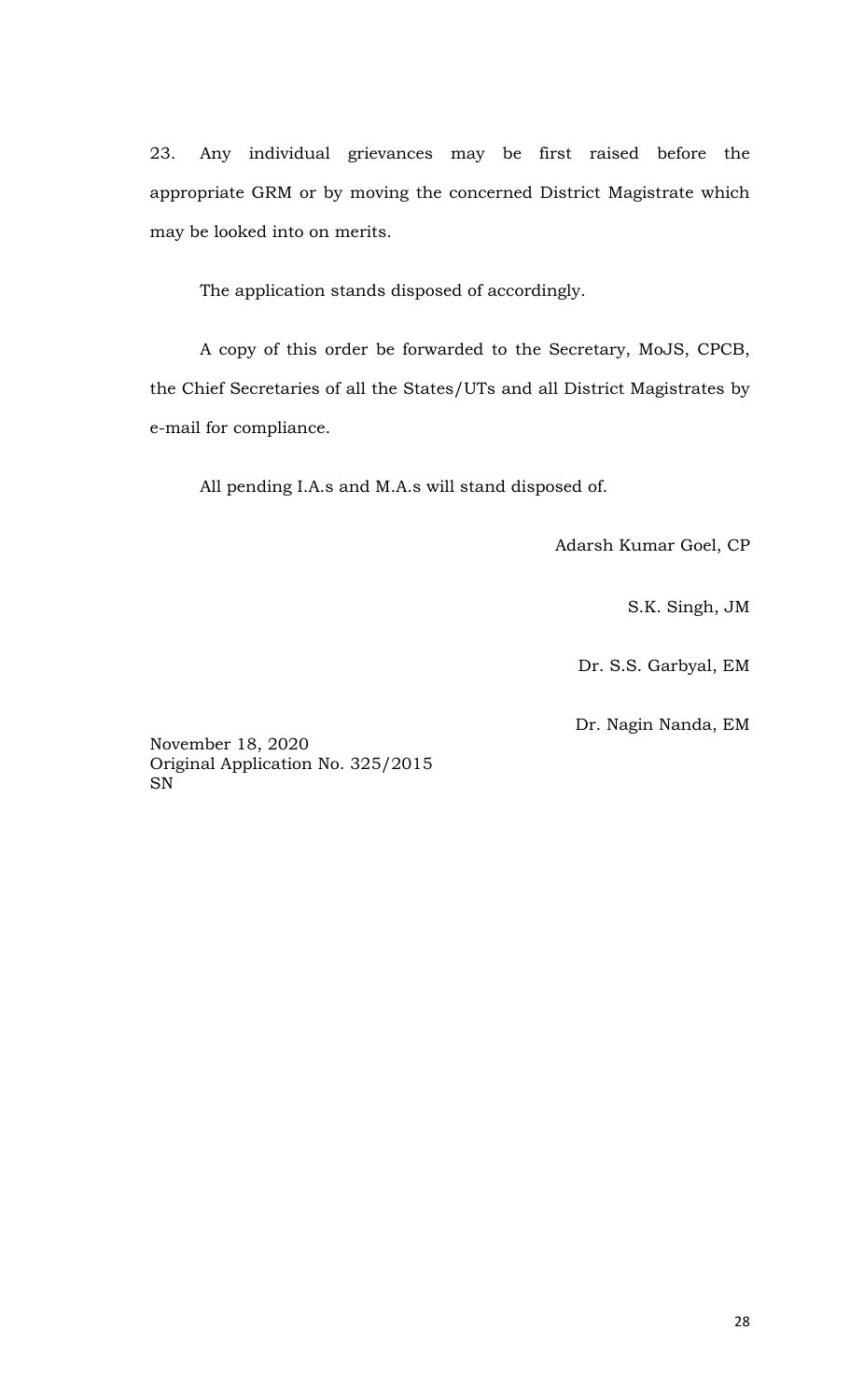23. Any individual grievances may be first raised before the appropriate GRM or by moving the concerned District Magistrate which may be looked into on merits.

The application stands disposed of accordingly.

A copy of this order be forwarded to the Secretary, MoJS, CPCB, the Chief Secretaries of all the States/UTs and all District Magistrates by e-mail for compliance.

All pending I.A.s and M.A.s will stand disposed of.

Adarsh Kumar Goel, CP

S.K. Singh, JM

Dr. S.S. Garbyal, EM

Dr. Nagin Nanda, EM

November 18, 2020
Original Application No. 325/2015
SN